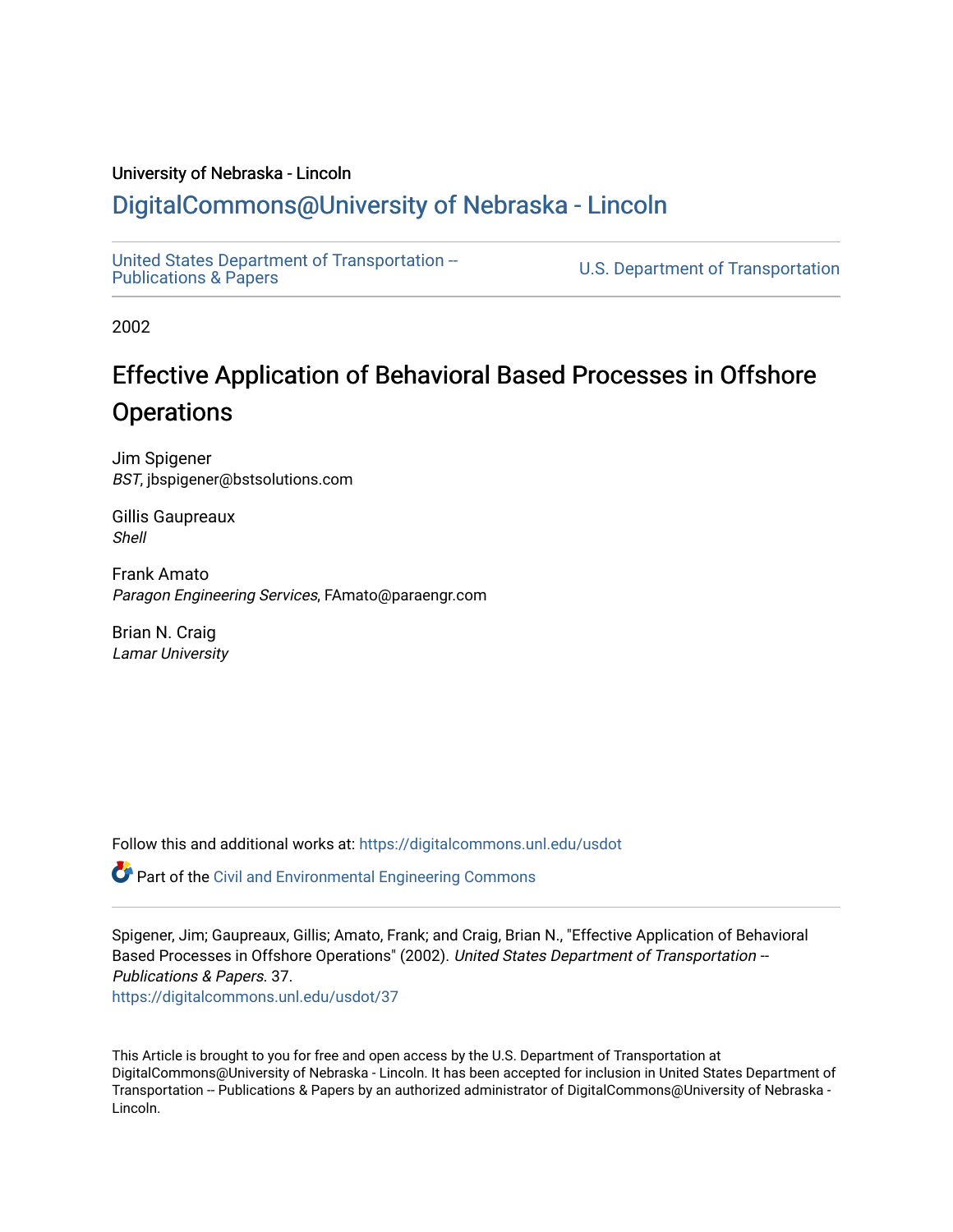University of Nebraska - Lincoln

## DigitalCommons@University of Nebraska - Lincoln

United States Department of Transportation -- Publications & Papers

U.S. Department of Transportation

2002

# Effective Application of Behavioral Based Processes in Offshore Operations

Jim Spigener
*BST*, jbspigener@bstsolutions.com

Gillis Gaupreaux
*Shell*

Frank Amato
*Paragon Engineering Services*, FAmato@paraengr.com

Brian N. Craig
*Lamar University*

Follow this and additional works at: https://digitalcommons.unl.edu/usdot

Part of the Civil and Environmental Engineering Commons

Spigener, Jim; Gaupreaux, Gillis; Amato, Frank; and Craig, Brian N., "Effective Application of Behavioral Based Processes in Offshore Operations" (2002). *United States Department of Transportation -- Publications & Papers*. 37.
https://digitalcommons.unl.edu/usdot/37

This Article is brought to you for free and open access by the U.S. Department of Transportation at DigitalCommons@University of Nebraska - Lincoln. It has been accepted for inclusion in United States Department of Transportation -- Publications & Papers by an authorized administrator of DigitalCommons@University of Nebraska - Lincoln.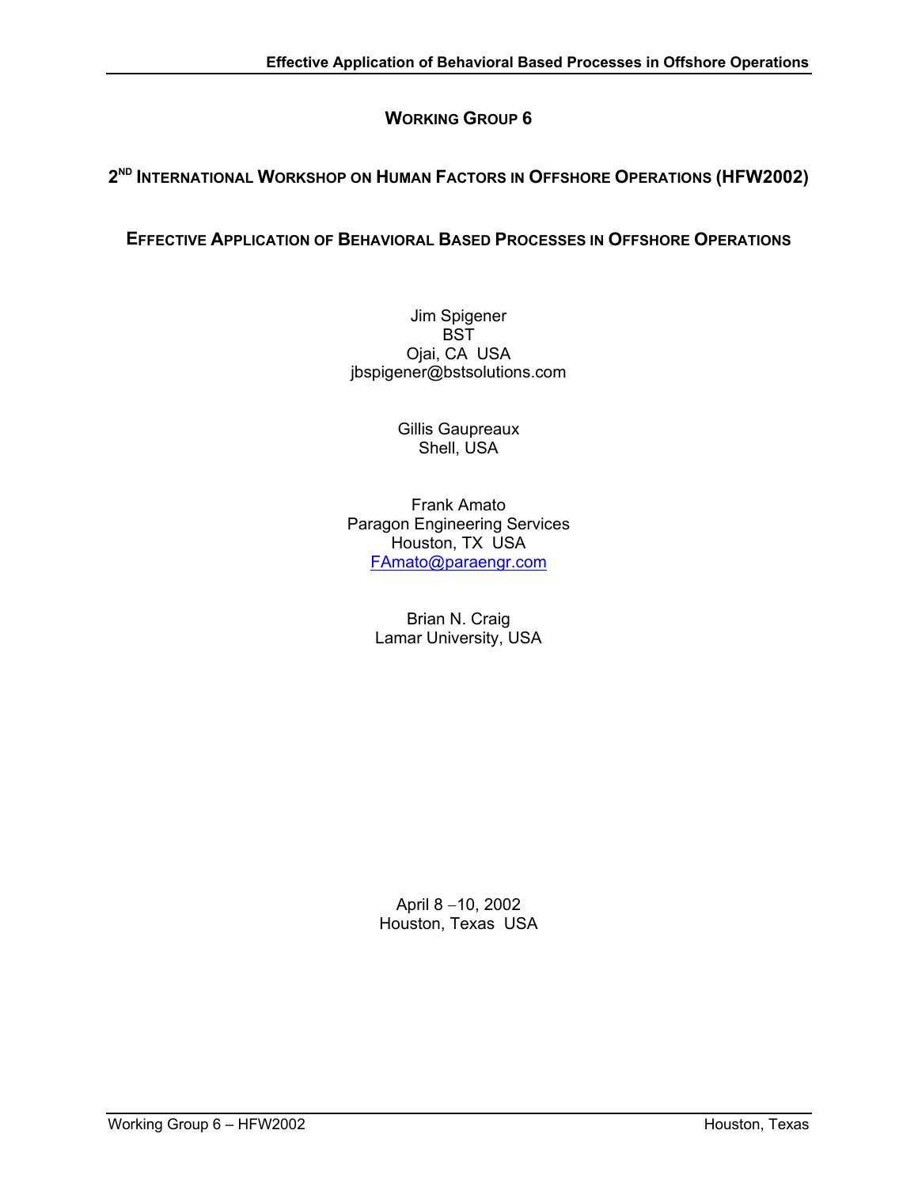# Working Group 6

## 2[nd] International Workshop on Human Factors in Offshore Operations (HFW2002)

## Effective Application of Behavioral Based Processes in Offshore Operations

Jim Spigener
BST
Ojai, CA USA
jbspigener@bstsolutions.com

Gillis Gaupreaux
Shell, USA

Frank Amato
Paragon Engineering Services
Houston, TX USA
FAmato@paraengr.com

Brian N. Craig
Lamar University, USA

April 8 –10, 2002
Houston, Texas USA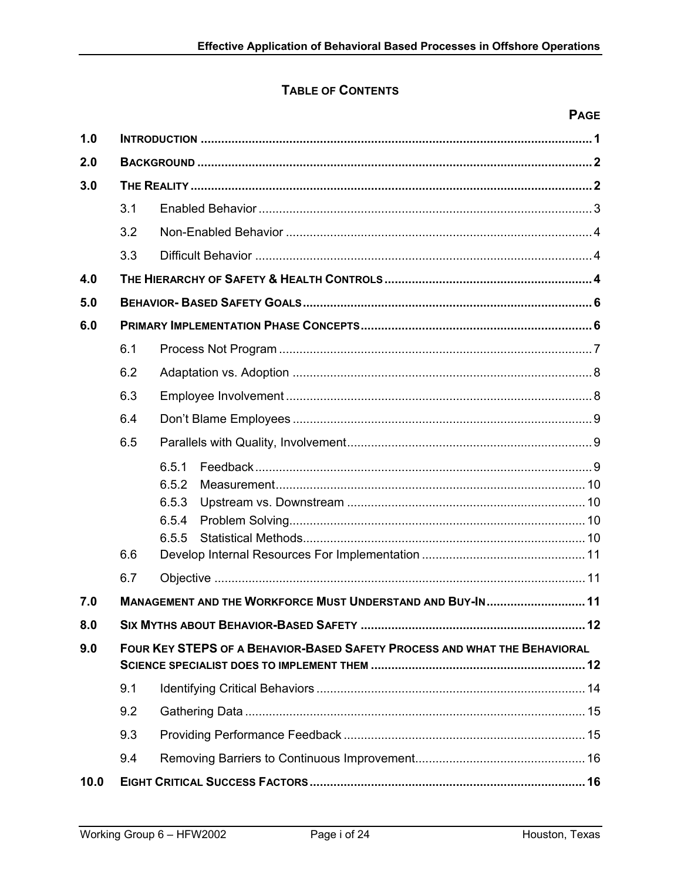## Table of Contents

| | | Page |
|---|---|---|
| 1.0 | Introduction | 1 |
| 2.0 | Background | 2 |
| 3.0 | The Reality | 2 |
| 3.1 | Enabled Behavior | 3 |
| 3.2 | Non-Enabled Behavior | 4 |
| 3.3 | Difficult Behavior | 4 |
| 4.0 | The Hierarchy of Safety & Health Controls | 4 |
| 5.0 | Behavior- Based Safety Goals | 6 |
| 6.0 | Primary Implementation Phase Concepts | 6 |
| 6.1 | Process Not Program | 7 |
| 6.2 | Adaptation vs. Adoption | 8 |
| 6.3 | Employee Involvement | 8 |
| 6.4 | Don't Blame Employees | 9 |
| 6.5 | Parallels with Quality, Involvement | 9 |
| 6.5.1 | Feedback | 9 |
| 6.5.2 | Measurement | 10 |
| 6.5.3 | Upstream vs. Downstream | 10 |
| 6.5.4 | Problem Solving | 10 |
| 6.5.5 | Statistical Methods | 10 |
| 6.6 | Develop Internal Resources For Implementation | 11 |
| 6.7 | Objective | 11 |
| 7.0 | Management and the Workforce Must Understand and Buy-In | 11 |
| 8.0 | Six Myths about Behavior-Based Safety | 12 |
| 9.0 | Four Key STEPS of a Behavior-Based Safety Process and what the Behavioral Science specialist does to implement them | 12 |
| 9.1 | Identifying Critical Behaviors | 14 |
| 9.2 | Gathering Data | 15 |
| 9.3 | Providing Performance Feedback | 15 |
| 9.4 | Removing Barriers to Continuous Improvement | 16 |
| 10.0 | Eight Critical Success Factors | 16 |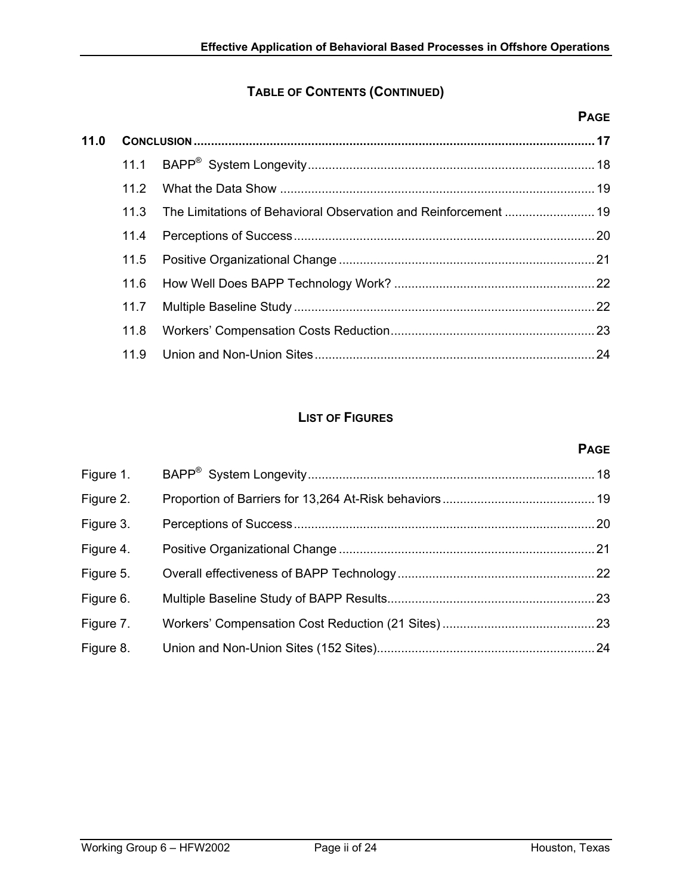## TABLE OF CONTENTS (CONTINUED)

| | | PAGE |
|---|---|---|
| **11.0** | **CONCLUSION** | **17** |
| 11.1 | BAPP® System Longevity | 18 |
| 11.2 | What the Data Show | 19 |
| 11.3 | The Limitations of Behavioral Observation and Reinforcement | 19 |
| 11.4 | Perceptions of Success | 20 |
| 11.5 | Positive Organizational Change | 21 |
| 11.6 | How Well Does BAPP Technology Work? | 22 |
| 11.7 | Multiple Baseline Study | 22 |
| 11.8 | Workers' Compensation Costs Reduction | 23 |
| 11.9 | Union and Non-Union Sites | 24 |

## LIST OF FIGURES

| | | PAGE |
|---|---|---|
| Figure 1. | BAPP® System Longevity | 18 |
| Figure 2. | Proportion of Barriers for 13,264 At-Risk behaviors | 19 |
| Figure 3. | Perceptions of Success | 20 |
| Figure 4. | Positive Organizational Change | 21 |
| Figure 5. | Overall effectiveness of BAPP Technology | 22 |
| Figure 6. | Multiple Baseline Study of BAPP Results | 23 |
| Figure 7. | Workers' Compensation Cost Reduction (21 Sites) | 23 |
| Figure 8. | Union and Non-Union Sites (152 Sites) | 24 |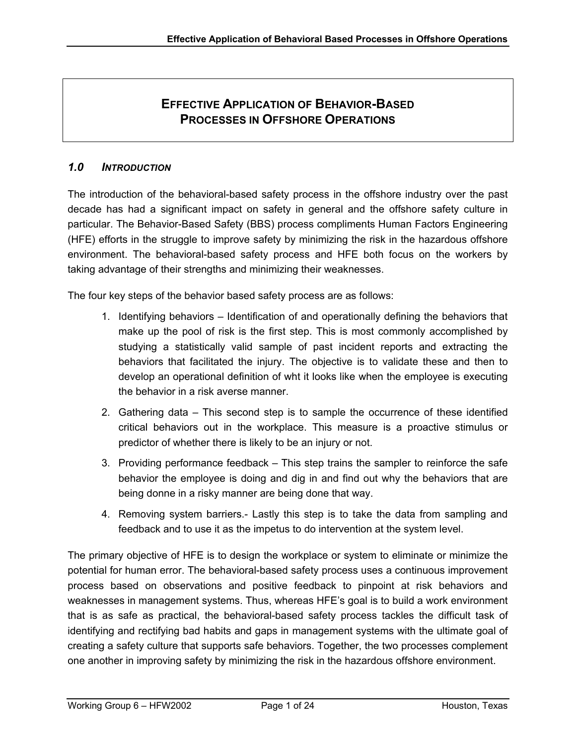# EFFECTIVE APPLICATION OF BEHAVIOR-BASED PROCESSES IN OFFSHORE OPERATIONS

## *1.0 INTRODUCTION*

The introduction of the behavioral-based safety process in the offshore industry over the past decade has had a significant impact on safety in general and the offshore safety culture in particular. The Behavior-Based Safety (BBS) process compliments Human Factors Engineering (HFE) efforts in the struggle to improve safety by minimizing the risk in the hazardous offshore environment. The behavioral-based safety process and HFE both focus on the workers by taking advantage of their strengths and minimizing their weaknesses.

The four key steps of the behavior based safety process are as follows:

1. Identifying behaviors – Identification of and operationally defining the behaviors that make up the pool of risk is the first step. This is most commonly accomplished by studying a statistically valid sample of past incident reports and extracting the behaviors that facilitated the injury. The objective is to validate these and then to develop an operational definition of wht it looks like when the employee is executing the behavior in a risk averse manner.
2. Gathering data – This second step is to sample the occurrence of these identified critical behaviors out in the workplace. This measure is a proactive stimulus or predictor of whether there is likely to be an injury or not.
3. Providing performance feedback – This step trains the sampler to reinforce the safe behavior the employee is doing and dig in and find out why the behaviors that are being donne in a risky manner are being done that way.
4. Removing system barriers.- Lastly this step is to take the data from sampling and feedback and to use it as the impetus to do intervention at the system level.

The primary objective of HFE is to design the workplace or system to eliminate or minimize the potential for human error. The behavioral-based safety process uses a continuous improvement process based on observations and positive feedback to pinpoint at risk behaviors and weaknesses in management systems. Thus, whereas HFE's goal is to build a work environment that is as safe as practical, the behavioral-based safety process tackles the difficult task of identifying and rectifying bad habits and gaps in management systems with the ultimate goal of creating a safety culture that supports safe behaviors. Together, the two processes complement one another in improving safety by minimizing the risk in the hazardous offshore environment.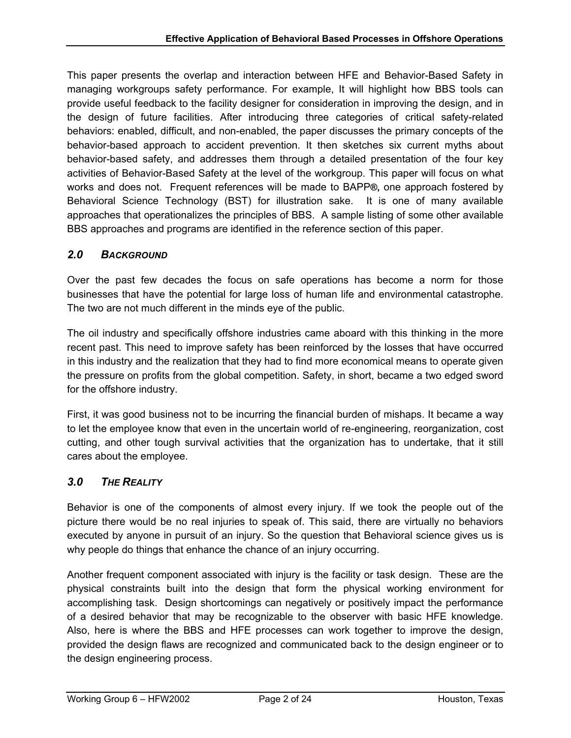This paper presents the overlap and interaction between HFE and Behavior-Based Safety in managing workgroups safety performance. For example, It will highlight how BBS tools can provide useful feedback to the facility designer for consideration in improving the design, and in the design of future facilities. After introducing three categories of critical safety-related behaviors: enabled, difficult, and non-enabled, the paper discusses the primary concepts of the behavior-based approach to accident prevention. It then sketches six current myths about behavior-based safety, and addresses them through a detailed presentation of the four key activities of Behavior-Based Safety at the level of the workgroup. This paper will focus on what works and does not. Frequent references will be made to BAPP**®**, one approach fostered by Behavioral Science Technology (BST) for illustration sake. It is one of many available approaches that operationalizes the principles of BBS. A sample listing of some other available BBS approaches and programs are identified in the reference section of this paper.

## *2.0 BACKGROUND*

Over the past few decades the focus on safe operations has become a norm for those businesses that have the potential for large loss of human life and environmental catastrophe. The two are not much different in the minds eye of the public.

The oil industry and specifically offshore industries came aboard with this thinking in the more recent past. This need to improve safety has been reinforced by the losses that have occurred in this industry and the realization that they had to find more economical means to operate given the pressure on profits from the global competition. Safety, in short, became a two edged sword for the offshore industry.

First, it was good business not to be incurring the financial burden of mishaps. It became a way to let the employee know that even in the uncertain world of re-engineering, reorganization, cost cutting, and other tough survival activities that the organization has to undertake, that it still cares about the employee.

## *3.0 THE REALITY*

Behavior is one of the components of almost every injury. If we took the people out of the picture there would be no real injuries to speak of. This said, there are virtually no behaviors executed by anyone in pursuit of an injury. So the question that Behavioral science gives us is why people do things that enhance the chance of an injury occurring.

Another frequent component associated with injury is the facility or task design. These are the physical constraints built into the design that form the physical working environment for accomplishing task. Design shortcomings can negatively or positively impact the performance of a desired behavior that may be recognizable to the observer with basic HFE knowledge. Also, here is where the BBS and HFE processes can work together to improve the design, provided the design flaws are recognized and communicated back to the design engineer or to the design engineering process.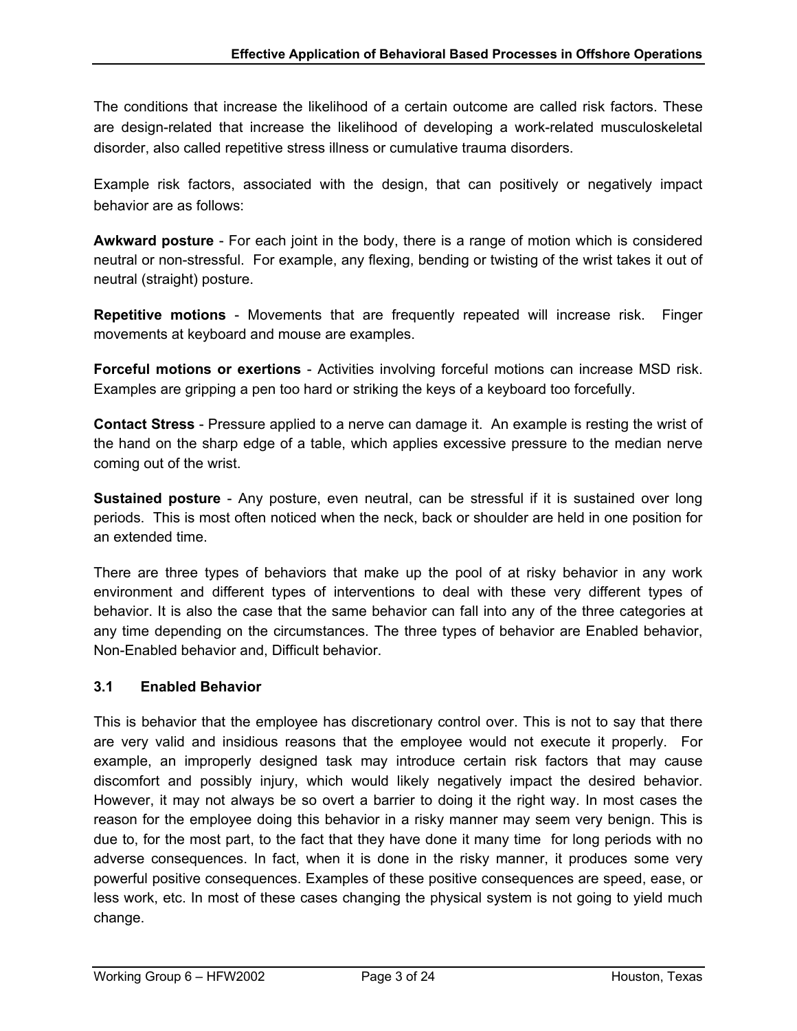The conditions that increase the likelihood of a certain outcome are called risk factors. These are design-related that increase the likelihood of developing a work-related musculoskeletal disorder, also called repetitive stress illness or cumulative trauma disorders.

Example risk factors, associated with the design, that can positively or negatively impact behavior are as follows:

**Awkward posture** - For each joint in the body, there is a range of motion which is considered neutral or non-stressful. For example, any flexing, bending or twisting of the wrist takes it out of neutral (straight) posture.

**Repetitive motions** - Movements that are frequently repeated will increase risk. Finger movements at keyboard and mouse are examples.

**Forceful motions or exertions** - Activities involving forceful motions can increase MSD risk. Examples are gripping a pen too hard or striking the keys of a keyboard too forcefully.

**Contact Stress** - Pressure applied to a nerve can damage it. An example is resting the wrist of the hand on the sharp edge of a table, which applies excessive pressure to the median nerve coming out of the wrist.

**Sustained posture** - Any posture, even neutral, can be stressful if it is sustained over long periods. This is most often noticed when the neck, back or shoulder are held in one position for an extended time.

There are three types of behaviors that make up the pool of at risky behavior in any work environment and different types of interventions to deal with these very different types of behavior. It is also the case that the same behavior can fall into any of the three categories at any time depending on the circumstances. The three types of behavior are Enabled behavior, Non-Enabled behavior and, Difficult behavior.

### 3.1 Enabled Behavior

This is behavior that the employee has discretionary control over. This is not to say that there are very valid and insidious reasons that the employee would not execute it properly. For example, an improperly designed task may introduce certain risk factors that may cause discomfort and possibly injury, which would likely negatively impact the desired behavior. However, it may not always be so overt a barrier to doing it the right way. In most cases the reason for the employee doing this behavior in a risky manner may seem very benign. This is due to, for the most part, to the fact that they have done it many time for long periods with no adverse consequences. In fact, when it is done in the risky manner, it produces some very powerful positive consequences. Examples of these positive consequences are speed, ease, or less work, etc. In most of these cases changing the physical system is not going to yield much change.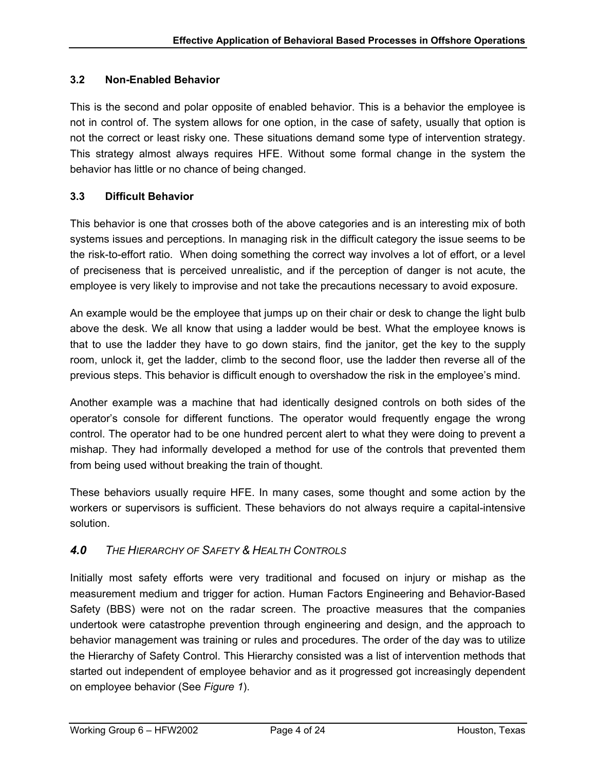### 3.2 Non-Enabled Behavior

This is the second and polar opposite of enabled behavior. This is a behavior the employee is not in control of. The system allows for one option, in the case of safety, usually that option is not the correct or least risky one. These situations demand some type of intervention strategy. This strategy almost always requires HFE. Without some formal change in the system the behavior has little or no chance of being changed.

### 3.3 Difficult Behavior

This behavior is one that crosses both of the above categories and is an interesting mix of both systems issues and perceptions. In managing risk in the difficult category the issue seems to be the risk-to-effort ratio. When doing something the correct way involves a lot of effort, or a level of preciseness that is perceived unrealistic, and if the perception of danger is not acute, the employee is very likely to improvise and not take the precautions necessary to avoid exposure.

An example would be the employee that jumps up on their chair or desk to change the light bulb above the desk. We all know that using a ladder would be best. What the employee knows is that to use the ladder they have to go down stairs, find the janitor, get the key to the supply room, unlock it, get the ladder, climb to the second floor, use the ladder then reverse all of the previous steps. This behavior is difficult enough to overshadow the risk in the employee's mind.

Another example was a machine that had identically designed controls on both sides of the operator's console for different functions. The operator would frequently engage the wrong control. The operator had to be one hundred percent alert to what they were doing to prevent a mishap. They had informally developed a method for use of the controls that prevented them from being used without breaking the train of thought.

These behaviors usually require HFE. In many cases, some thought and some action by the workers or supervisors is sufficient. These behaviors do not always require a capital-intensive solution.

## *4.0 The Hierarchy of Safety & Health Controls*

Initially most safety efforts were very traditional and focused on injury or mishap as the measurement medium and trigger for action. Human Factors Engineering and Behavior-Based Safety (BBS) were not on the radar screen. The proactive measures that the companies undertook were catastrophe prevention through engineering and design, and the approach to behavior management was training or rules and procedures. The order of the day was to utilize the Hierarchy of Safety Control. This Hierarchy consisted was a list of intervention methods that started out independent of employee behavior and as it progressed got increasingly dependent on employee behavior (See *Figure 1*).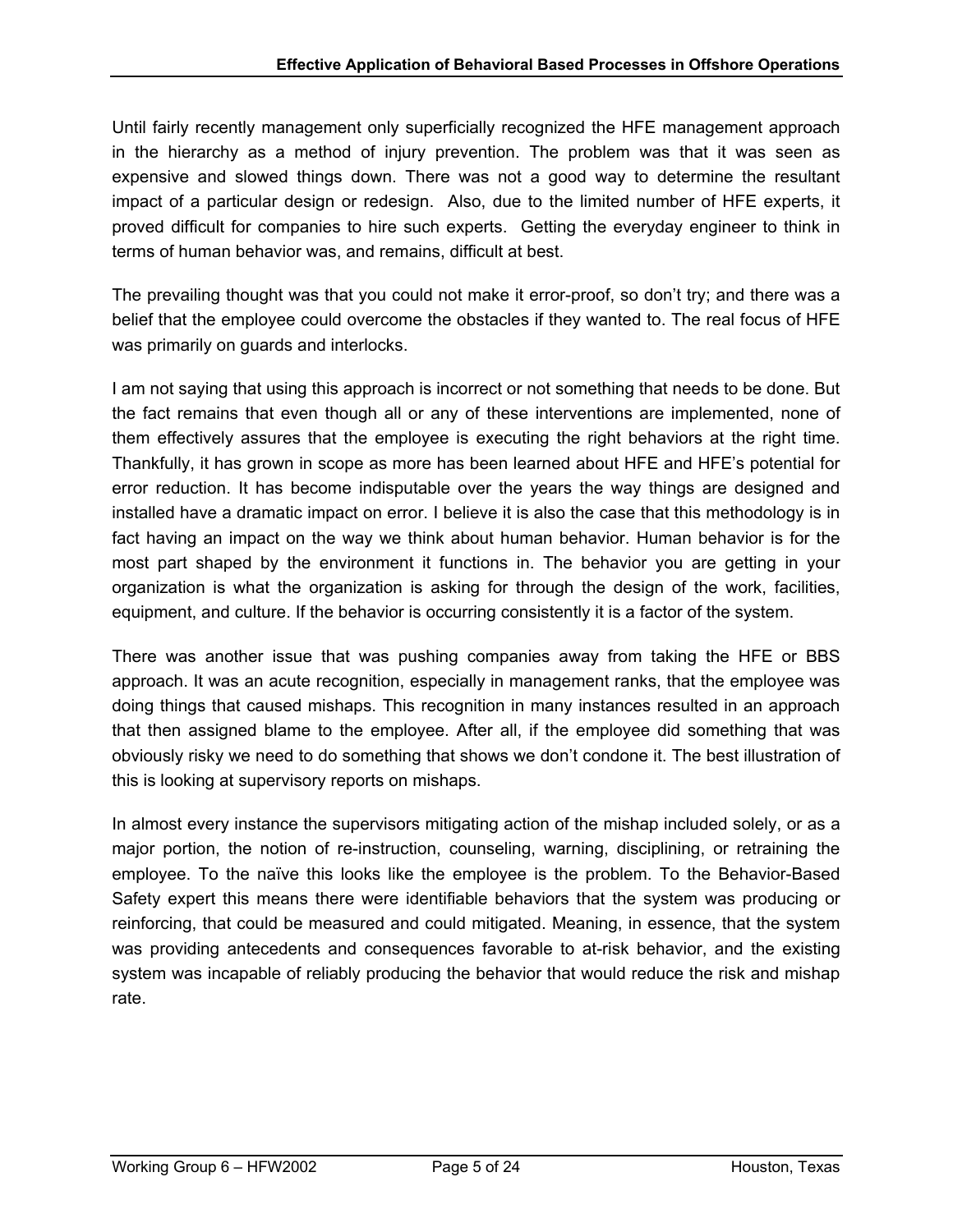Until fairly recently management only superficially recognized the HFE management approach in the hierarchy as a method of injury prevention. The problem was that it was seen as expensive and slowed things down. There was not a good way to determine the resultant impact of a particular design or redesign. Also, due to the limited number of HFE experts, it proved difficult for companies to hire such experts. Getting the everyday engineer to think in terms of human behavior was, and remains, difficult at best.

The prevailing thought was that you could not make it error-proof, so don't try; and there was a belief that the employee could overcome the obstacles if they wanted to. The real focus of HFE was primarily on guards and interlocks.

I am not saying that using this approach is incorrect or not something that needs to be done. But the fact remains that even though all or any of these interventions are implemented, none of them effectively assures that the employee is executing the right behaviors at the right time. Thankfully, it has grown in scope as more has been learned about HFE and HFE's potential for error reduction. It has become indisputable over the years the way things are designed and installed have a dramatic impact on error. I believe it is also the case that this methodology is in fact having an impact on the way we think about human behavior. Human behavior is for the most part shaped by the environment it functions in. The behavior you are getting in your organization is what the organization is asking for through the design of the work, facilities, equipment, and culture. If the behavior is occurring consistently it is a factor of the system.

There was another issue that was pushing companies away from taking the HFE or BBS approach. It was an acute recognition, especially in management ranks, that the employee was doing things that caused mishaps. This recognition in many instances resulted in an approach that then assigned blame to the employee. After all, if the employee did something that was obviously risky we need to do something that shows we don't condone it. The best illustration of this is looking at supervisory reports on mishaps.

In almost every instance the supervisors mitigating action of the mishap included solely, or as a major portion, the notion of re-instruction, counseling, warning, disciplining, or retraining the employee. To the naïve this looks like the employee is the problem. To the Behavior-Based Safety expert this means there were identifiable behaviors that the system was producing or reinforcing, that could be measured and could mitigated. Meaning, in essence, that the system was providing antecedents and consequences favorable to at-risk behavior, and the existing system was incapable of reliably producing the behavior that would reduce the risk and mishap rate.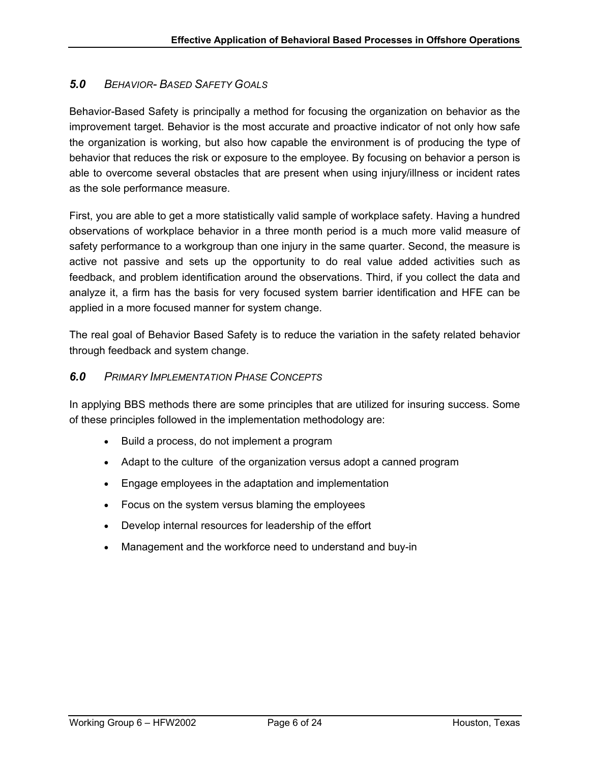## *5.0 BEHAVIOR- BASED SAFETY GOALS*

Behavior-Based Safety is principally a method for focusing the organization on behavior as the improvement target. Behavior is the most accurate and proactive indicator of not only how safe the organization is working, but also how capable the environment is of producing the type of behavior that reduces the risk or exposure to the employee. By focusing on behavior a person is able to overcome several obstacles that are present when using injury/illness or incident rates as the sole performance measure.

First, you are able to get a more statistically valid sample of workplace safety. Having a hundred observations of workplace behavior in a three month period is a much more valid measure of safety performance to a workgroup than one injury in the same quarter. Second, the measure is active not passive and sets up the opportunity to do real value added activities such as feedback, and problem identification around the observations. Third, if you collect the data and analyze it, a firm has the basis for very focused system barrier identification and HFE can be applied in a more focused manner for system change.

The real goal of Behavior Based Safety is to reduce the variation in the safety related behavior through feedback and system change.

## *6.0 PRIMARY IMPLEMENTATION PHASE CONCEPTS*

In applying BBS methods there are some principles that are utilized for insuring success. Some of these principles followed in the implementation methodology are:

- Build a process, do not implement a program
- Adapt to the culture of the organization versus adopt a canned program
- Engage employees in the adaptation and implementation
- Focus on the system versus blaming the employees
- Develop internal resources for leadership of the effort
- Management and the workforce need to understand and buy-in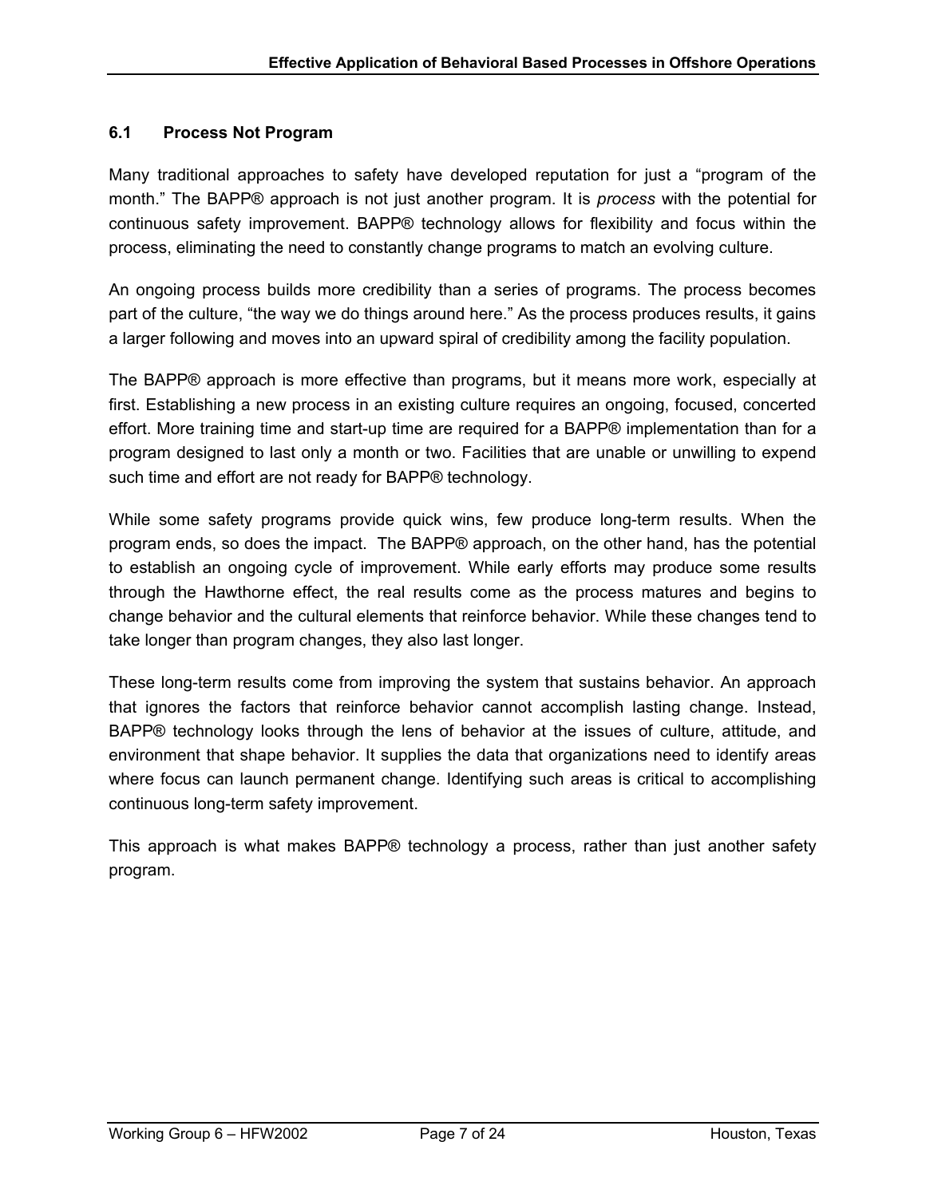### 6.1 Process Not Program

Many traditional approaches to safety have developed reputation for just a "program of the month." The BAPP® approach is not just another program. It is *process* with the potential for continuous safety improvement. BAPP® technology allows for flexibility and focus within the process, eliminating the need to constantly change programs to match an evolving culture.

An ongoing process builds more credibility than a series of programs. The process becomes part of the culture, "the way we do things around here." As the process produces results, it gains a larger following and moves into an upward spiral of credibility among the facility population.

The BAPP® approach is more effective than programs, but it means more work, especially at first. Establishing a new process in an existing culture requires an ongoing, focused, concerted effort. More training time and start-up time are required for a BAPP® implementation than for a program designed to last only a month or two. Facilities that are unable or unwilling to expend such time and effort are not ready for BAPP® technology.

While some safety programs provide quick wins, few produce long-term results. When the program ends, so does the impact. The BAPP® approach, on the other hand, has the potential to establish an ongoing cycle of improvement. While early efforts may produce some results through the Hawthorne effect, the real results come as the process matures and begins to change behavior and the cultural elements that reinforce behavior. While these changes tend to take longer than program changes, they also last longer.

These long-term results come from improving the system that sustains behavior. An approach that ignores the factors that reinforce behavior cannot accomplish lasting change. Instead, BAPP® technology looks through the lens of behavior at the issues of culture, attitude, and environment that shape behavior. It supplies the data that organizations need to identify areas where focus can launch permanent change. Identifying such areas is critical to accomplishing continuous long-term safety improvement.

This approach is what makes BAPP® technology a process, rather than just another safety program.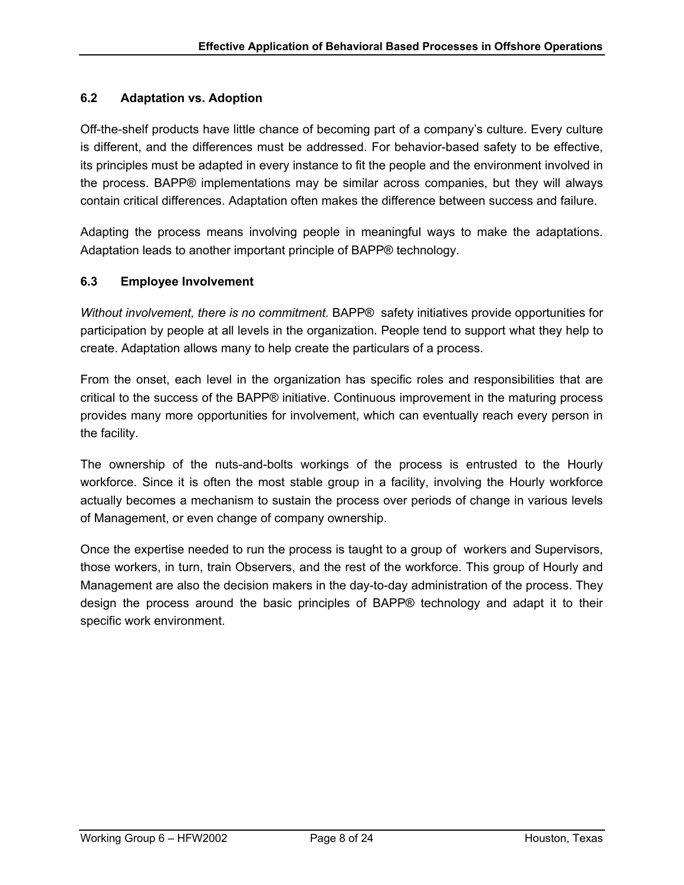### 6.2 Adaptation vs. Adoption

Off-the-shelf products have little chance of becoming part of a company's culture. Every culture is different, and the differences must be addressed. For behavior-based safety to be effective, its principles must be adapted in every instance to fit the people and the environment involved in the process. BAPP® implementations may be similar across companies, but they will always contain critical differences. Adaptation often makes the difference between success and failure.

Adapting the process means involving people in meaningful ways to make the adaptations. Adaptation leads to another important principle of BAPP® technology.

### 6.3 Employee Involvement

*Without involvement, there is no commitment.* BAPP® safety initiatives provide opportunities for participation by people at all levels in the organization. People tend to support what they help to create. Adaptation allows many to help create the particulars of a process.

From the onset, each level in the organization has specific roles and responsibilities that are critical to the success of the BAPP® initiative. Continuous improvement in the maturing process provides many more opportunities for involvement, which can eventually reach every person in the facility.

The ownership of the nuts-and-bolts workings of the process is entrusted to the Hourly workforce. Since it is often the most stable group in a facility, involving the Hourly workforce actually becomes a mechanism to sustain the process over periods of change in various levels of Management, or even change of company ownership.

Once the expertise needed to run the process is taught to a group of workers and Supervisors, those workers, in turn, train Observers, and the rest of the workforce. This group of Hourly and Management are also the decision makers in the day-to-day administration of the process. They design the process around the basic principles of BAPP® technology and adapt it to their specific work environment.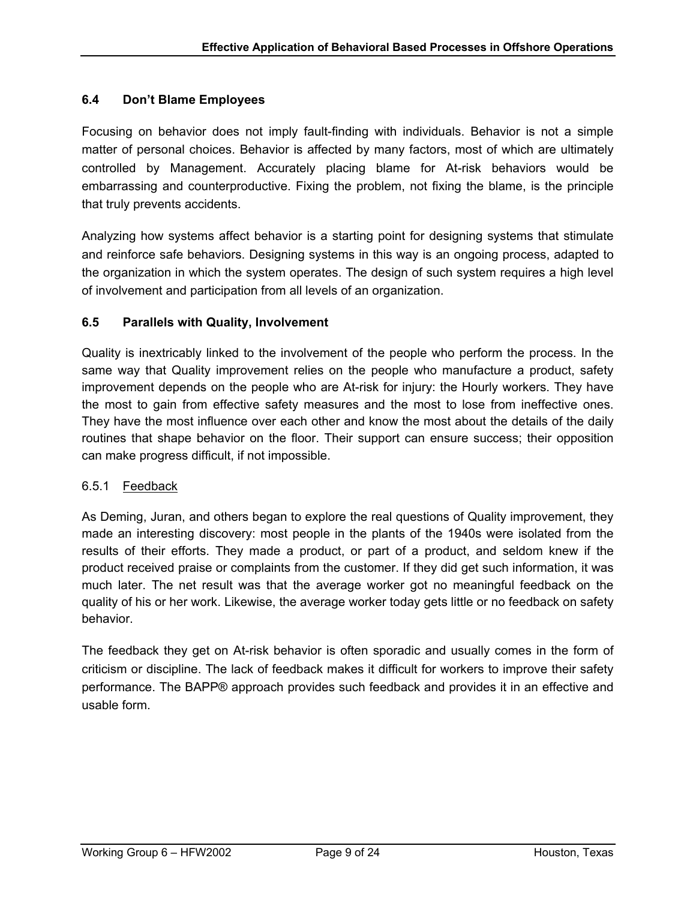## 6.4 Don't Blame Employees

Focusing on behavior does not imply fault-finding with individuals. Behavior is not a simple matter of personal choices. Behavior is affected by many factors, most of which are ultimately controlled by Management. Accurately placing blame for At-risk behaviors would be embarrassing and counterproductive. Fixing the problem, not fixing the blame, is the principle that truly prevents accidents.

Analyzing how systems affect behavior is a starting point for designing systems that stimulate and reinforce safe behaviors. Designing systems in this way is an ongoing process, adapted to the organization in which the system operates. The design of such system requires a high level of involvement and participation from all levels of an organization.

## 6.5 Parallels with Quality, Involvement

Quality is inextricably linked to the involvement of the people who perform the process. In the same way that Quality improvement relies on the people who manufacture a product, safety improvement depends on the people who are At-risk for injury: the Hourly workers. They have the most to gain from effective safety measures and the most to lose from ineffective ones. They have the most influence over each other and know the most about the details of the daily routines that shape behavior on the floor. Their support can ensure success; their opposition can make progress difficult, if not impossible.

### 6.5.1 Feedback

As Deming, Juran, and others began to explore the real questions of Quality improvement, they made an interesting discovery: most people in the plants of the 1940s were isolated from the results of their efforts. They made a product, or part of a product, and seldom knew if the product received praise or complaints from the customer. If they did get such information, it was much later. The net result was that the average worker got no meaningful feedback on the quality of his or her work. Likewise, the average worker today gets little or no feedback on safety behavior.

The feedback they get on At-risk behavior is often sporadic and usually comes in the form of criticism or discipline. The lack of feedback makes it difficult for workers to improve their safety performance. The BAPP® approach provides such feedback and provides it in an effective and usable form.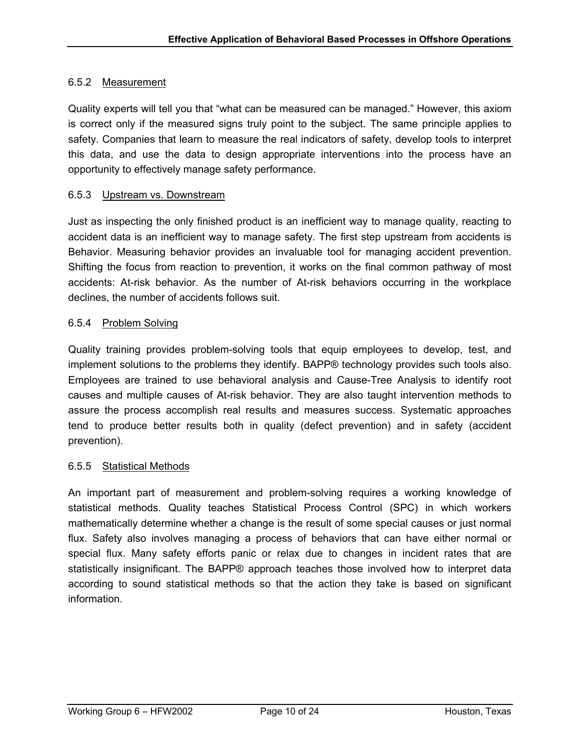### 6.5.2 Measurement

Quality experts will tell you that "what can be measured can be managed." However, this axiom is correct only if the measured signs truly point to the subject. The same principle applies to safety. Companies that learn to measure the real indicators of safety, develop tools to interpret this data, and use the data to design appropriate interventions into the process have an opportunity to effectively manage safety performance.

### 6.5.3 Upstream vs. Downstream

Just as inspecting the only finished product is an inefficient way to manage quality, reacting to accident data is an inefficient way to manage safety. The first step upstream from accidents is Behavior. Measuring behavior provides an invaluable tool for managing accident prevention. Shifting the focus from reaction to prevention, it works on the final common pathway of most accidents: At-risk behavior. As the number of At-risk behaviors occurring in the workplace declines, the number of accidents follows suit.

### 6.5.4 Problem Solving

Quality training provides problem-solving tools that equip employees to develop, test, and implement solutions to the problems they identify. BAPP® technology provides such tools also. Employees are trained to use behavioral analysis and Cause-Tree Analysis to identify root causes and multiple causes of At-risk behavior. They are also taught intervention methods to assure the process accomplish real results and measures success. Systematic approaches tend to produce better results both in quality (defect prevention) and in safety (accident prevention).

### 6.5.5 Statistical Methods

An important part of measurement and problem-solving requires a working knowledge of statistical methods. Quality teaches Statistical Process Control (SPC) in which workers mathematically determine whether a change is the result of some special causes or just normal flux. Safety also involves managing a process of behaviors that can have either normal or special flux. Many safety efforts panic or relax due to changes in incident rates that are statistically insignificant. The BAPP® approach teaches those involved how to interpret data according to sound statistical methods so that the action they take is based on significant information.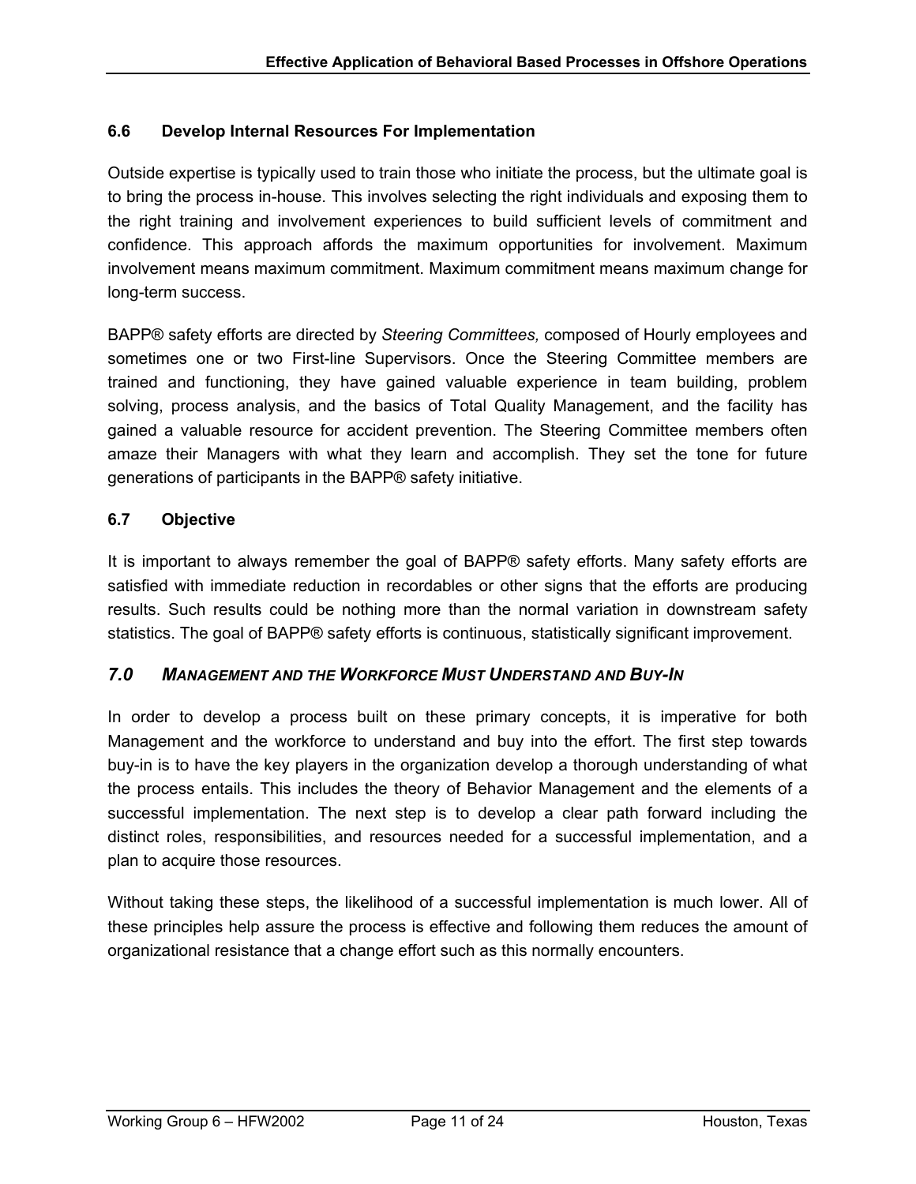### 6.6 Develop Internal Resources For Implementation

Outside expertise is typically used to train those who initiate the process, but the ultimate goal is to bring the process in-house. This involves selecting the right individuals and exposing them to the right training and involvement experiences to build sufficient levels of commitment and confidence. This approach affords the maximum opportunities for involvement. Maximum involvement means maximum commitment. Maximum commitment means maximum change for long-term success.

BAPP® safety efforts are directed by *Steering Committees,* composed of Hourly employees and sometimes one or two First-line Supervisors. Once the Steering Committee members are trained and functioning, they have gained valuable experience in team building, problem solving, process analysis, and the basics of Total Quality Management, and the facility has gained a valuable resource for accident prevention. The Steering Committee members often amaze their Managers with what they learn and accomplish. They set the tone for future generations of participants in the BAPP® safety initiative.

### 6.7 Objective

It is important to always remember the goal of BAPP® safety efforts. Many safety efforts are satisfied with immediate reduction in recordables or other signs that the efforts are producing results. Such results could be nothing more than the normal variation in downstream safety statistics. The goal of BAPP® safety efforts is continuous, statistically significant improvement.

## *7.0 MANAGEMENT AND THE WORKFORCE MUST UNDERSTAND AND BUY-IN*

In order to develop a process built on these primary concepts, it is imperative for both Management and the workforce to understand and buy into the effort. The first step towards buy-in is to have the key players in the organization develop a thorough understanding of what the process entails. This includes the theory of Behavior Management and the elements of a successful implementation. The next step is to develop a clear path forward including the distinct roles, responsibilities, and resources needed for a successful implementation, and a plan to acquire those resources.

Without taking these steps, the likelihood of a successful implementation is much lower. All of these principles help assure the process is effective and following them reduces the amount of organizational resistance that a change effort such as this normally encounters.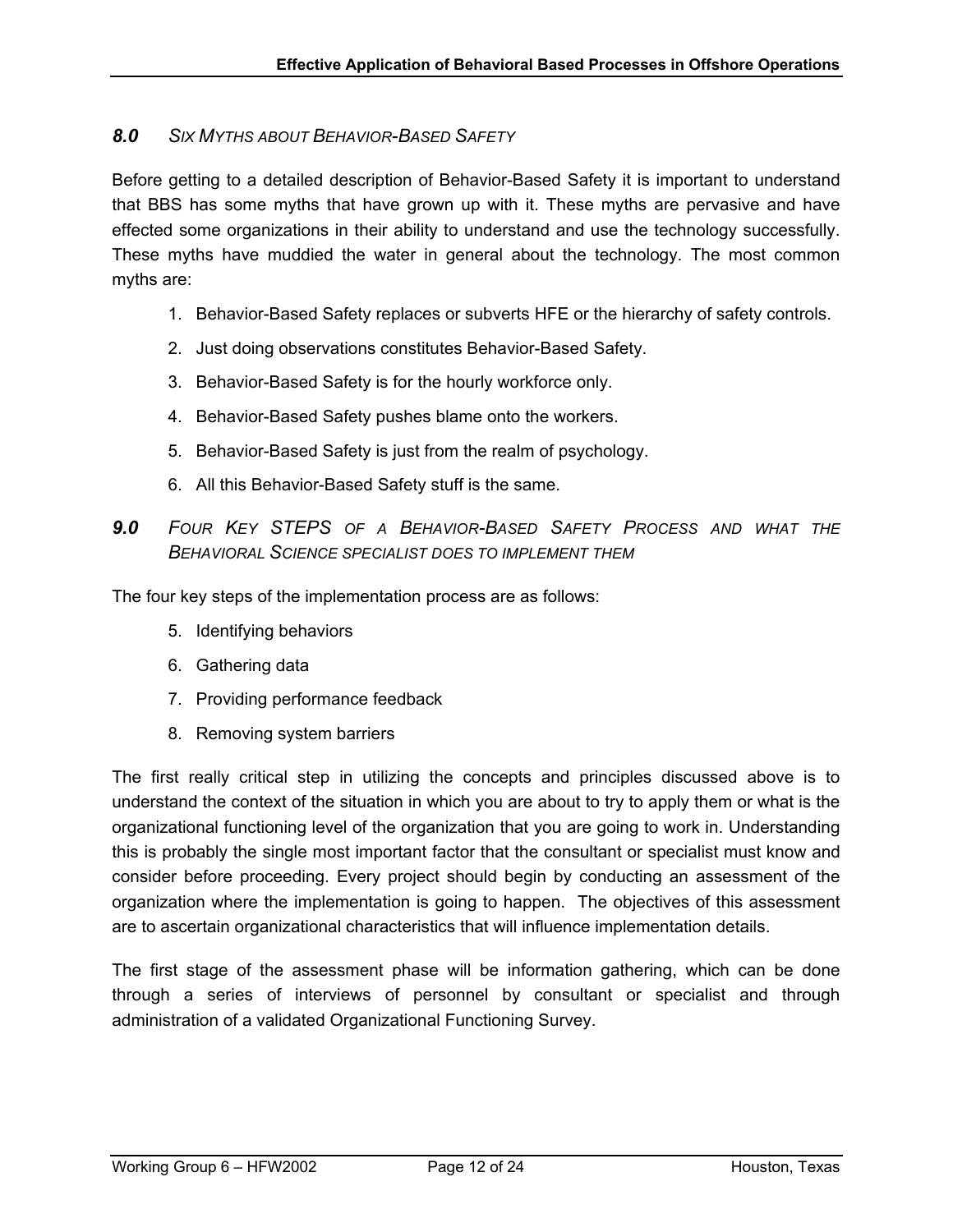## 8.0 *SIX MYTHS ABOUT BEHAVIOR-BASED SAFETY*

Before getting to a detailed description of Behavior-Based Safety it is important to understand that BBS has some myths that have grown up with it. These myths are pervasive and have effected some organizations in their ability to understand and use the technology successfully. These myths have muddied the water in general about the technology. The most common myths are:

1. Behavior-Based Safety replaces or subverts HFE or the hierarchy of safety controls.
2. Just doing observations constitutes Behavior-Based Safety.
3. Behavior-Based Safety is for the hourly workforce only.
4. Behavior-Based Safety pushes blame onto the workers.
5. Behavior-Based Safety is just from the realm of psychology.
6. All this Behavior-Based Safety stuff is the same.

## 9.0 *FOUR KEY STEPS OF A BEHAVIOR-BASED SAFETY PROCESS AND WHAT THE BEHAVIORAL SCIENCE SPECIALIST DOES TO IMPLEMENT THEM*

The four key steps of the implementation process are as follows:

5. Identifying behaviors
6. Gathering data
7. Providing performance feedback
8. Removing system barriers

The first really critical step in utilizing the concepts and principles discussed above is to understand the context of the situation in which you are about to try to apply them or what is the organizational functioning level of the organization that you are going to work in. Understanding this is probably the single most important factor that the consultant or specialist must know and consider before proceeding. Every project should begin by conducting an assessment of the organization where the implementation is going to happen. The objectives of this assessment are to ascertain organizational characteristics that will influence implementation details.

The first stage of the assessment phase will be information gathering, which can be done through a series of interviews of personnel by consultant or specialist and through administration of a validated Organizational Functioning Survey.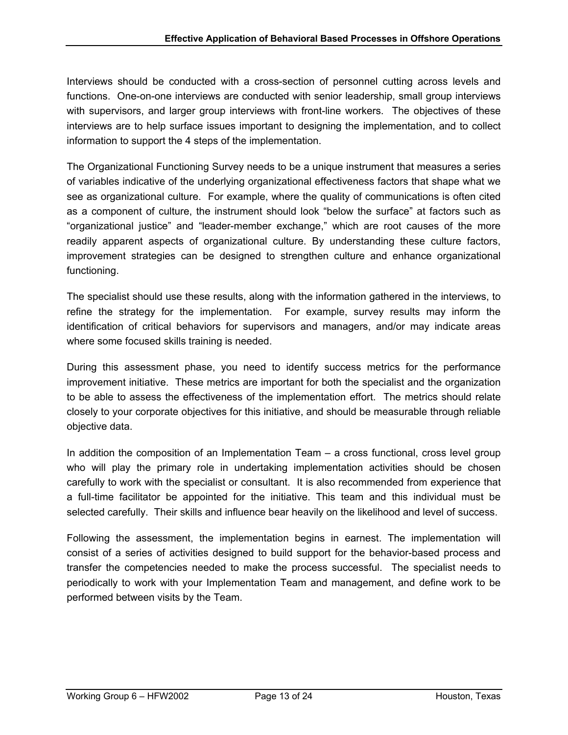Interviews should be conducted with a cross-section of personnel cutting across levels and functions. One-on-one interviews are conducted with senior leadership, small group interviews with supervisors, and larger group interviews with front-line workers. The objectives of these interviews are to help surface issues important to designing the implementation, and to collect information to support the 4 steps of the implementation.

The Organizational Functioning Survey needs to be a unique instrument that measures a series of variables indicative of the underlying organizational effectiveness factors that shape what we see as organizational culture. For example, where the quality of communications is often cited as a component of culture, the instrument should look “below the surface” at factors such as “organizational justice” and “leader-member exchange,” which are root causes of the more readily apparent aspects of organizational culture. By understanding these culture factors, improvement strategies can be designed to strengthen culture and enhance organizational functioning.

The specialist should use these results, along with the information gathered in the interviews, to refine the strategy for the implementation. For example, survey results may inform the identification of critical behaviors for supervisors and managers, and/or may indicate areas where some focused skills training is needed.

During this assessment phase, you need to identify success metrics for the performance improvement initiative. These metrics are important for both the specialist and the organization to be able to assess the effectiveness of the implementation effort. The metrics should relate closely to your corporate objectives for this initiative, and should be measurable through reliable objective data.

In addition the composition of an Implementation Team – a cross functional, cross level group who will play the primary role in undertaking implementation activities should be chosen carefully to work with the specialist or consultant. It is also recommended from experience that a full-time facilitator be appointed for the initiative. This team and this individual must be selected carefully. Their skills and influence bear heavily on the likelihood and level of success.

Following the assessment, the implementation begins in earnest. The implementation will consist of a series of activities designed to build support for the behavior-based process and transfer the competencies needed to make the process successful. The specialist needs to periodically to work with your Implementation Team and management, and define work to be performed between visits by the Team.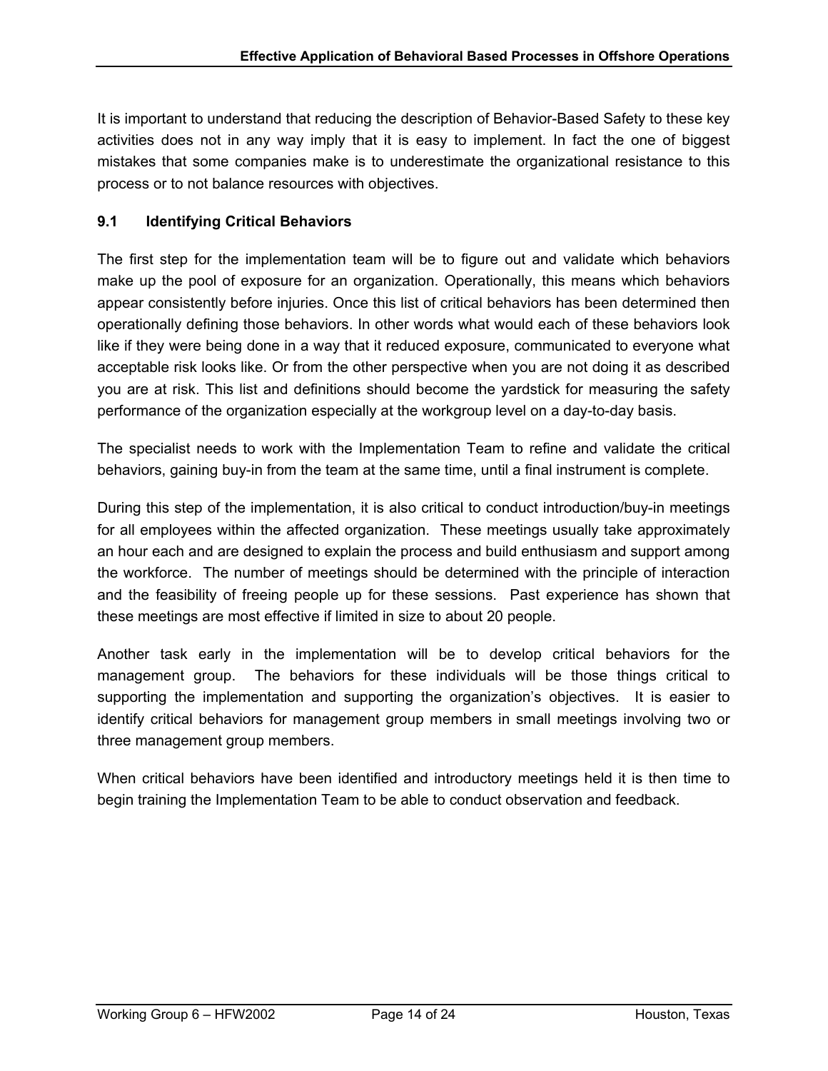It is important to understand that reducing the description of Behavior-Based Safety to these key activities does not in any way imply that it is easy to implement. In fact the one of biggest mistakes that some companies make is to underestimate the organizational resistance to this process or to not balance resources with objectives.

### 9.1 Identifying Critical Behaviors

The first step for the implementation team will be to figure out and validate which behaviors make up the pool of exposure for an organization. Operationally, this means which behaviors appear consistently before injuries. Once this list of critical behaviors has been determined then operationally defining those behaviors. In other words what would each of these behaviors look like if they were being done in a way that it reduced exposure, communicated to everyone what acceptable risk looks like. Or from the other perspective when you are not doing it as described you are at risk. This list and definitions should become the yardstick for measuring the safety performance of the organization especially at the workgroup level on a day-to-day basis.

The specialist needs to work with the Implementation Team to refine and validate the critical behaviors, gaining buy-in from the team at the same time, until a final instrument is complete.

During this step of the implementation, it is also critical to conduct introduction/buy-in meetings for all employees within the affected organization. These meetings usually take approximately an hour each and are designed to explain the process and build enthusiasm and support among the workforce. The number of meetings should be determined with the principle of interaction and the feasibility of freeing people up for these sessions. Past experience has shown that these meetings are most effective if limited in size to about 20 people.

Another task early in the implementation will be to develop critical behaviors for the management group. The behaviors for these individuals will be those things critical to supporting the implementation and supporting the organization's objectives. It is easier to identify critical behaviors for management group members in small meetings involving two or three management group members.

When critical behaviors have been identified and introductory meetings held it is then time to begin training the Implementation Team to be able to conduct observation and feedback.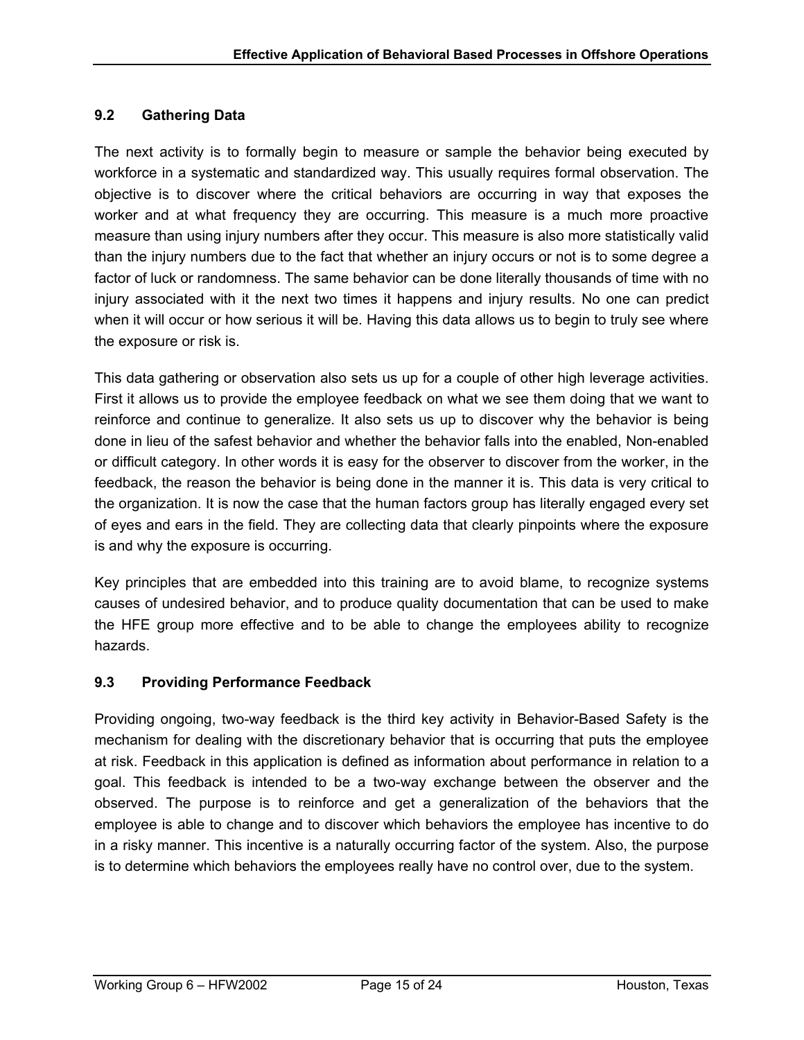### 9.2 Gathering Data

The next activity is to formally begin to measure or sample the behavior being executed by workforce in a systematic and standardized way. This usually requires formal observation. The objective is to discover where the critical behaviors are occurring in way that exposes the worker and at what frequency they are occurring. This measure is a much more proactive measure than using injury numbers after they occur. This measure is also more statistically valid than the injury numbers due to the fact that whether an injury occurs or not is to some degree a factor of luck or randomness. The same behavior can be done literally thousands of time with no injury associated with it the next two times it happens and injury results. No one can predict when it will occur or how serious it will be. Having this data allows us to begin to truly see where the exposure or risk is.

This data gathering or observation also sets us up for a couple of other high leverage activities. First it allows us to provide the employee feedback on what we see them doing that we want to reinforce and continue to generalize. It also sets us up to discover why the behavior is being done in lieu of the safest behavior and whether the behavior falls into the enabled, Non-enabled or difficult category. In other words it is easy for the observer to discover from the worker, in the feedback, the reason the behavior is being done in the manner it is. This data is very critical to the organization. It is now the case that the human factors group has literally engaged every set of eyes and ears in the field. They are collecting data that clearly pinpoints where the exposure is and why the exposure is occurring.

Key principles that are embedded into this training are to avoid blame, to recognize systems causes of undesired behavior, and to produce quality documentation that can be used to make the HFE group more effective and to be able to change the employees ability to recognize hazards.

### 9.3 Providing Performance Feedback

Providing ongoing, two-way feedback is the third key activity in Behavior-Based Safety is the mechanism for dealing with the discretionary behavior that is occurring that puts the employee at risk. Feedback in this application is defined as information about performance in relation to a goal. This feedback is intended to be a two-way exchange between the observer and the observed. The purpose is to reinforce and get a generalization of the behaviors that the employee is able to change and to discover which behaviors the employee has incentive to do in a risky manner. This incentive is a naturally occurring factor of the system. Also, the purpose is to determine which behaviors the employees really have no control over, due to the system.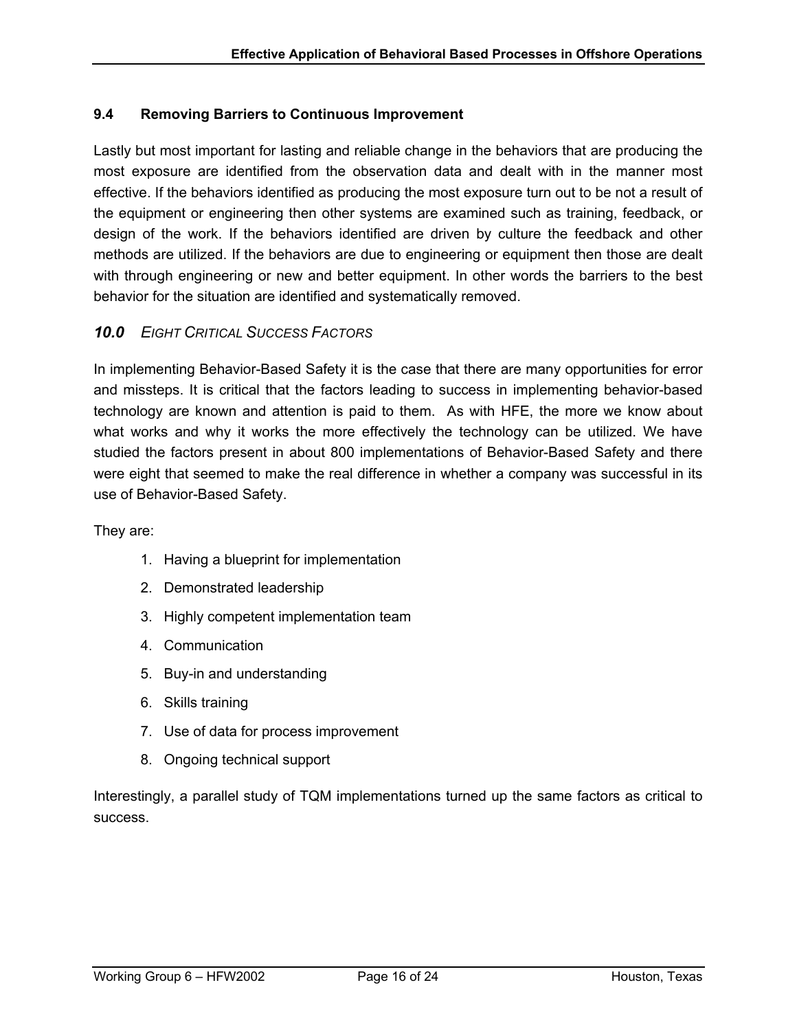### 9.4 Removing Barriers to Continuous Improvement

Lastly but most important for lasting and reliable change in the behaviors that are producing the most exposure are identified from the observation data and dealt with in the manner most effective. If the behaviors identified as producing the most exposure turn out to be not a result of the equipment or engineering then other systems are examined such as training, feedback, or design of the work. If the behaviors identified are driven by culture the feedback and other methods are utilized. If the behaviors are due to engineering or equipment then those are dealt with through engineering or new and better equipment. In other words the barriers to the best behavior for the situation are identified and systematically removed.

## *10.0 EIGHT CRITICAL SUCCESS FACTORS*

In implementing Behavior-Based Safety it is the case that there are many opportunities for error and missteps. It is critical that the factors leading to success in implementing behavior-based technology are known and attention is paid to them. As with HFE, the more we know about what works and why it works the more effectively the technology can be utilized. We have studied the factors present in about 800 implementations of Behavior-Based Safety and there were eight that seemed to make the real difference in whether a company was successful in its use of Behavior-Based Safety.

They are:

1. Having a blueprint for implementation
2. Demonstrated leadership
3. Highly competent implementation team
4. Communication
5. Buy-in and understanding
6. Skills training
7. Use of data for process improvement
8. Ongoing technical support

Interestingly, a parallel study of TQM implementations turned up the same factors as critical to success.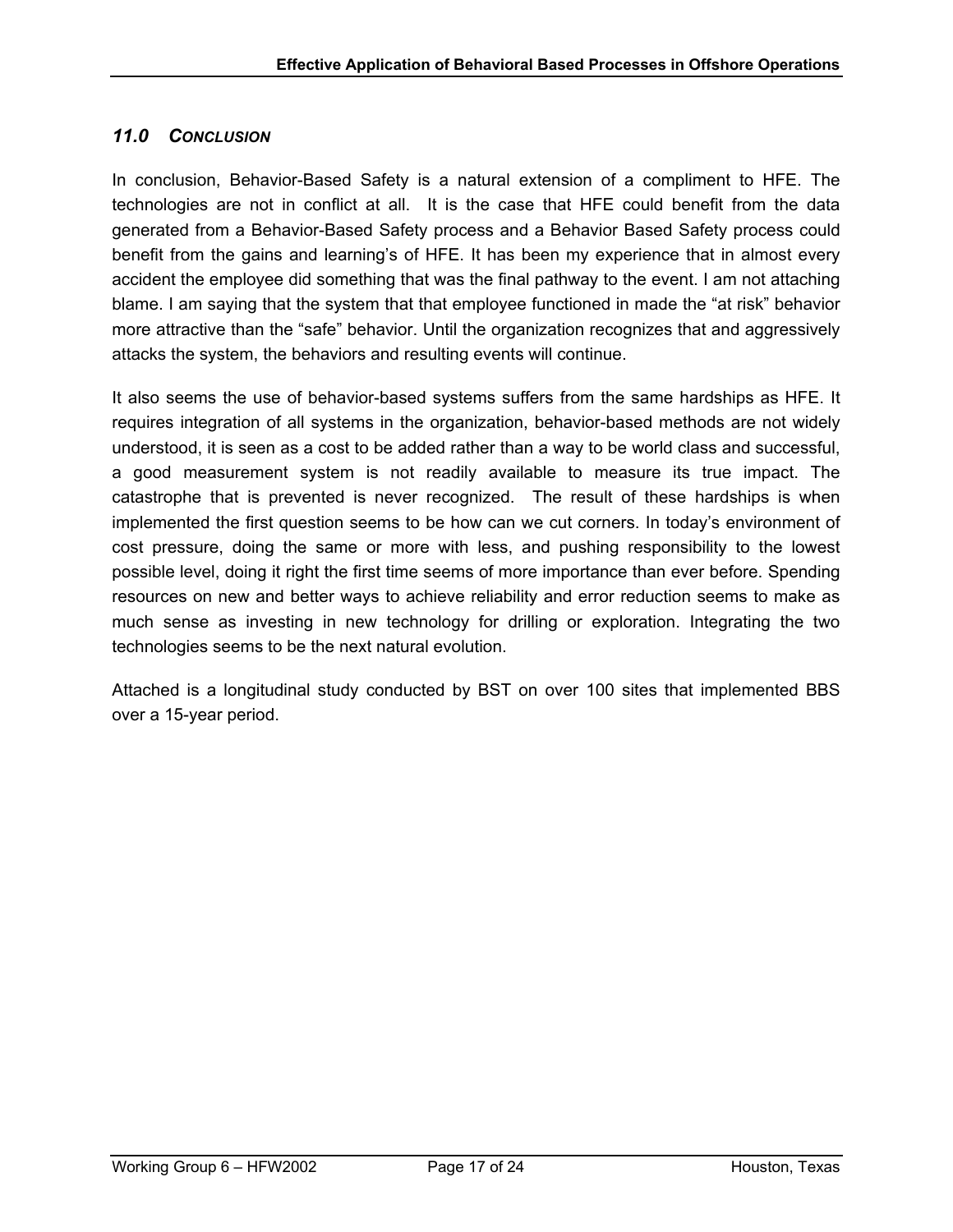## *11.0 Conclusion*

In conclusion, Behavior-Based Safety is a natural extension of a compliment to HFE. The technologies are not in conflict at all. It is the case that HFE could benefit from the data generated from a Behavior-Based Safety process and a Behavior Based Safety process could benefit from the gains and learning's of HFE. It has been my experience that in almost every accident the employee did something that was the final pathway to the event. I am not attaching blame. I am saying that the system that that employee functioned in made the "at risk" behavior more attractive than the "safe" behavior. Until the organization recognizes that and aggressively attacks the system, the behaviors and resulting events will continue.

It also seems the use of behavior-based systems suffers from the same hardships as HFE. It requires integration of all systems in the organization, behavior-based methods are not widely understood, it is seen as a cost to be added rather than a way to be world class and successful, a good measurement system is not readily available to measure its true impact. The catastrophe that is prevented is never recognized. The result of these hardships is when implemented the first question seems to be how can we cut corners. In today's environment of cost pressure, doing the same or more with less, and pushing responsibility to the lowest possible level, doing it right the first time seems of more importance than ever before. Spending resources on new and better ways to achieve reliability and error reduction seems to make as much sense as investing in new technology for drilling or exploration. Integrating the two technologies seems to be the next natural evolution.

Attached is a longitudinal study conducted by BST on over 100 sites that implemented BBS over a 15-year period.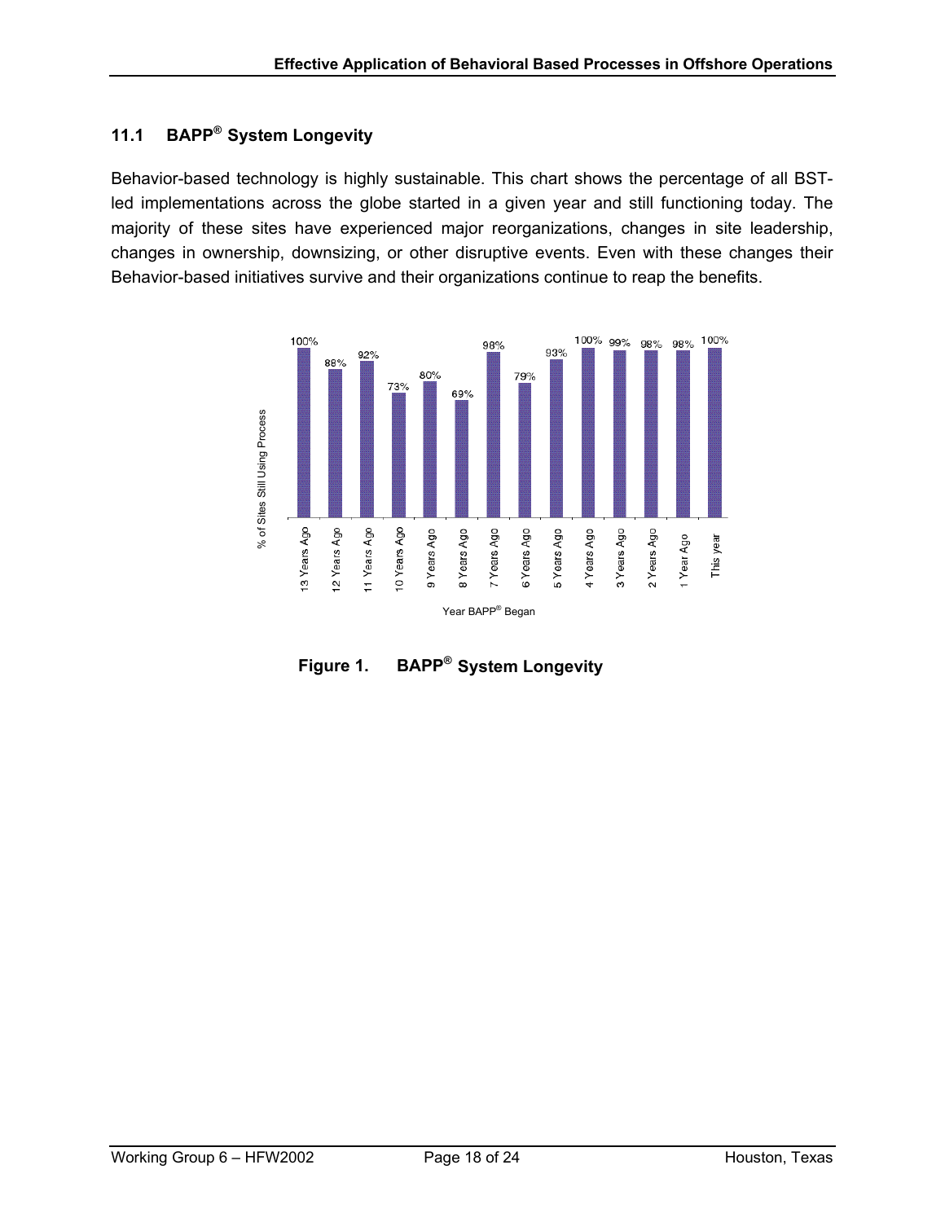### 11.1 BAPP® System Longevity

Behavior-based technology is highly sustainable. This chart shows the percentage of all BST-led implementations across the globe started in a given year and still functioning today. The majority of these sites have experienced major reorganizations, changes in site leadership, changes in ownership, downsizing, or other disruptive events. Even with these changes their Behavior-based initiatives survive and their organizations continue to reap the benefits.

| Year BAPP® Began | % of Sites Still Using Process |
|---|---|
| 13 Years Ago | 100% |
| 12 Years Ago | 88% |
| 11 Years Ago | 92% |
| 10 Years Ago | 73% |
| 9 Years Ago | 80% |
| 8 Years Ago | 69% |
| 7 Years Ago | 98% |
| 6 Years Ago | 79% |
| 5 Years Ago | 93% |
| 4 Years Ago | 100% |
| 3 Years Ago | 99% |
| 2 Years Ago | 98% |
| 1 Year Ago | 98% |
| This year | 100% |

**Figure 1. BAPP® System Longevity**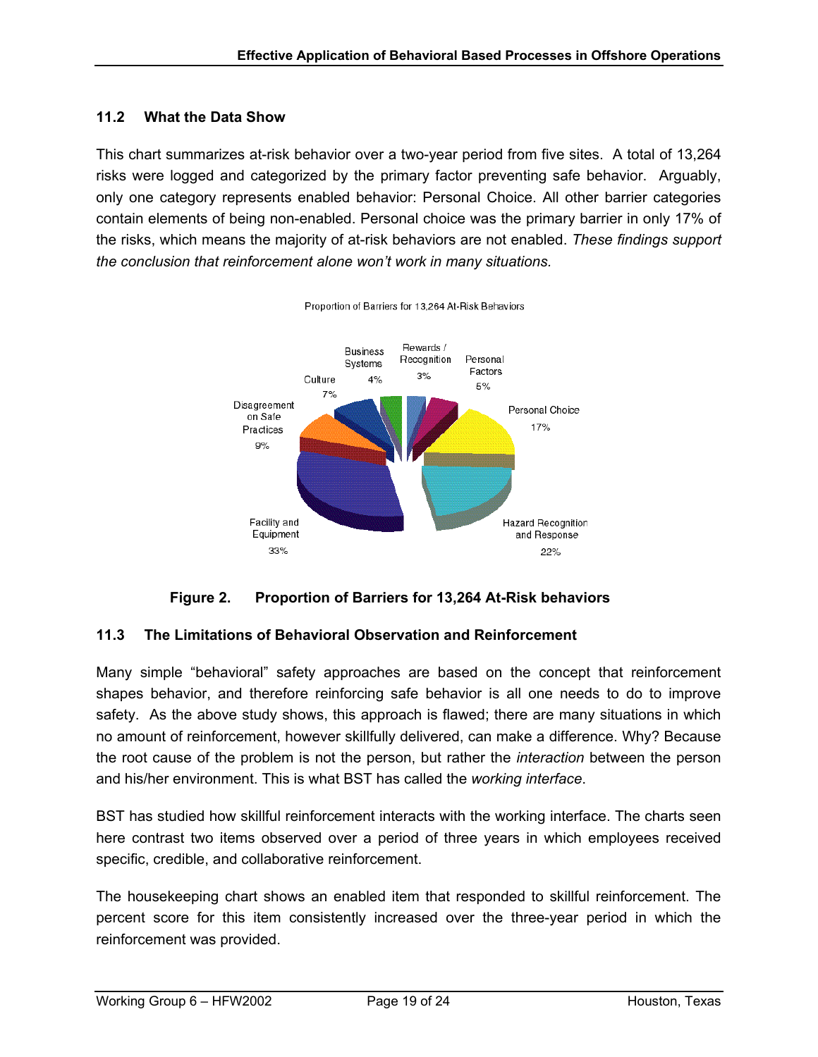### 11.2 What the Data Show

This chart summarizes at-risk behavior over a two-year period from five sites. A total of 13,264 risks were logged and categorized by the primary factor preventing safe behavior. Arguably, only one category represents enabled behavior: Personal Choice. All other barrier categories contain elements of being non-enabled. Personal choice was the primary barrier in only 17% of the risks, which means the majority of at-risk behaviors are not enabled. *These findings support the conclusion that reinforcement alone won't work in many situations.*

Proportion of Barriers for 13,264 At-Risk Behaviors

| Barrier | Proportion |
|---|---|
| Facility and Equipment | 33% |
| Hazard Recognition and Response | 22% |
| Personal Choice | 17% |
| Disagreement on Safe Practices | 9% |
| Culture | 7% |
| Personal Factors | 5% |
| Business Systems | 4% |
| Rewards / Recognition | 3% |

**Figure 2. Proportion of Barriers for 13,264 At-Risk behaviors**

### 11.3 The Limitations of Behavioral Observation and Reinforcement

Many simple "behavioral" safety approaches are based on the concept that reinforcement shapes behavior, and therefore reinforcing safe behavior is all one needs to do to improve safety. As the above study shows, this approach is flawed; there are many situations in which no amount of reinforcement, however skillfully delivered, can make a difference. Why? Because the root cause of the problem is not the person, but rather the *interaction* between the person and his/her environment. This is what BST has called the *working interface*.

BST has studied how skillful reinforcement interacts with the working interface. The charts seen here contrast two items observed over a period of three years in which employees received specific, credible, and collaborative reinforcement.

The housekeeping chart shows an enabled item that responded to skillful reinforcement. The percent score for this item consistently increased over the three-year period in which the reinforcement was provided.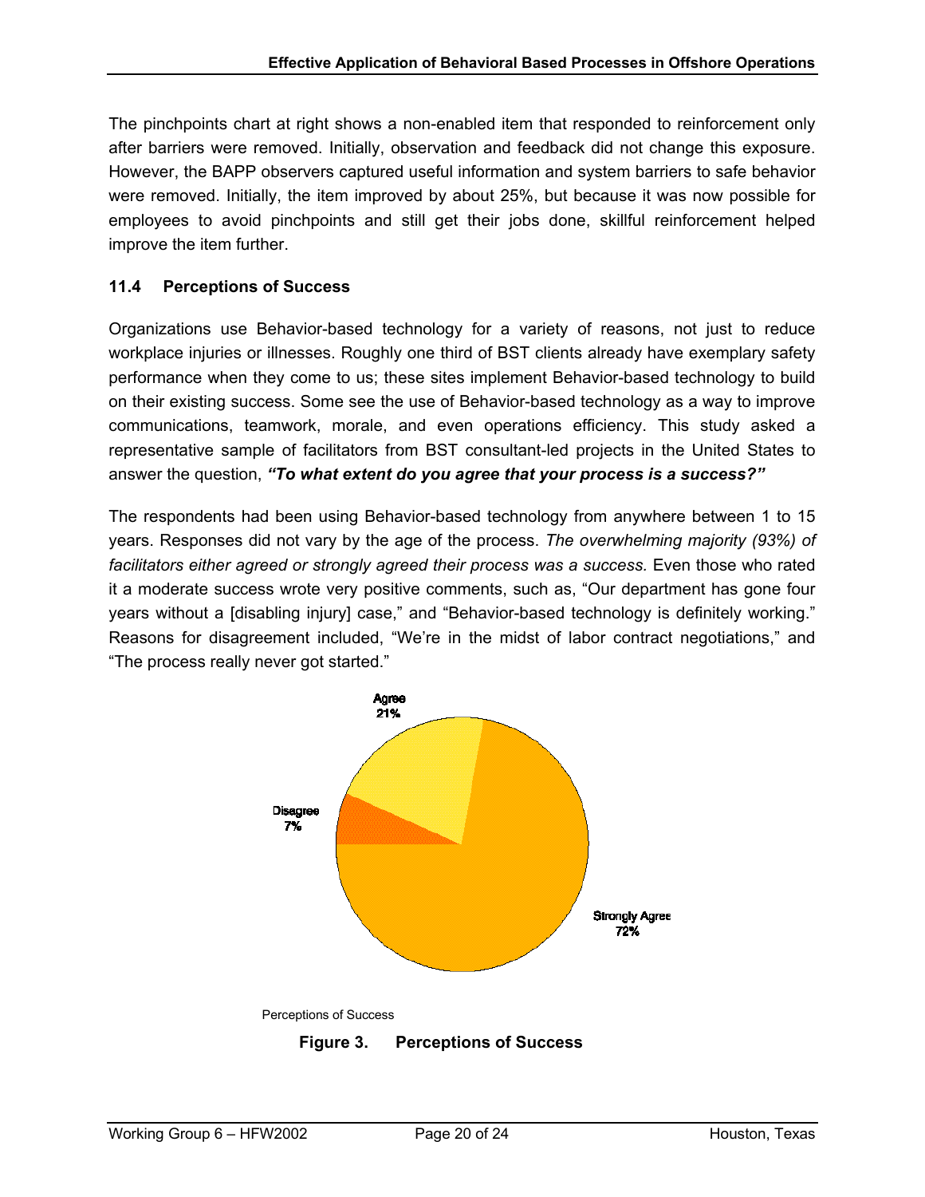The pinchpoints chart at right shows a non-enabled item that responded to reinforcement only after barriers were removed. Initially, observation and feedback did not change this exposure. However, the BAPP observers captured useful information and system barriers to safe behavior were removed. Initially, the item improved by about 25%, but because it was now possible for employees to avoid pinchpoints and still get their jobs done, skillful reinforcement helped improve the item further.

### 11.4 Perceptions of Success

Organizations use Behavior-based technology for a variety of reasons, not just to reduce workplace injuries or illnesses. Roughly one third of BST clients already have exemplary safety performance when they come to us; these sites implement Behavior-based technology to build on their existing success. Some see the use of Behavior-based technology as a way to improve communications, teamwork, morale, and even operations efficiency. This study asked a representative sample of facilitators from BST consultant-led projects in the United States to answer the question, ***"To what extent do you agree that your process is a success?"***

The respondents had been using Behavior-based technology from anywhere between 1 to 15 years. Responses did not vary by the age of the process. *The overwhelming majority (93%) of facilitators either agreed or strongly agreed their process was a success.* Even those who rated it a moderate success wrote very positive comments, such as, "Our department has gone four years without a [disabling injury] case," and "Behavior-based technology is definitely working." Reasons for disagreement included, "We're in the midst of labor contract negotiations," and "The process really never got started."

Agree 21%

Disagree 7%

Strongly Agree 72%

Perceptions of Success

**Figure 3. Perceptions of Success**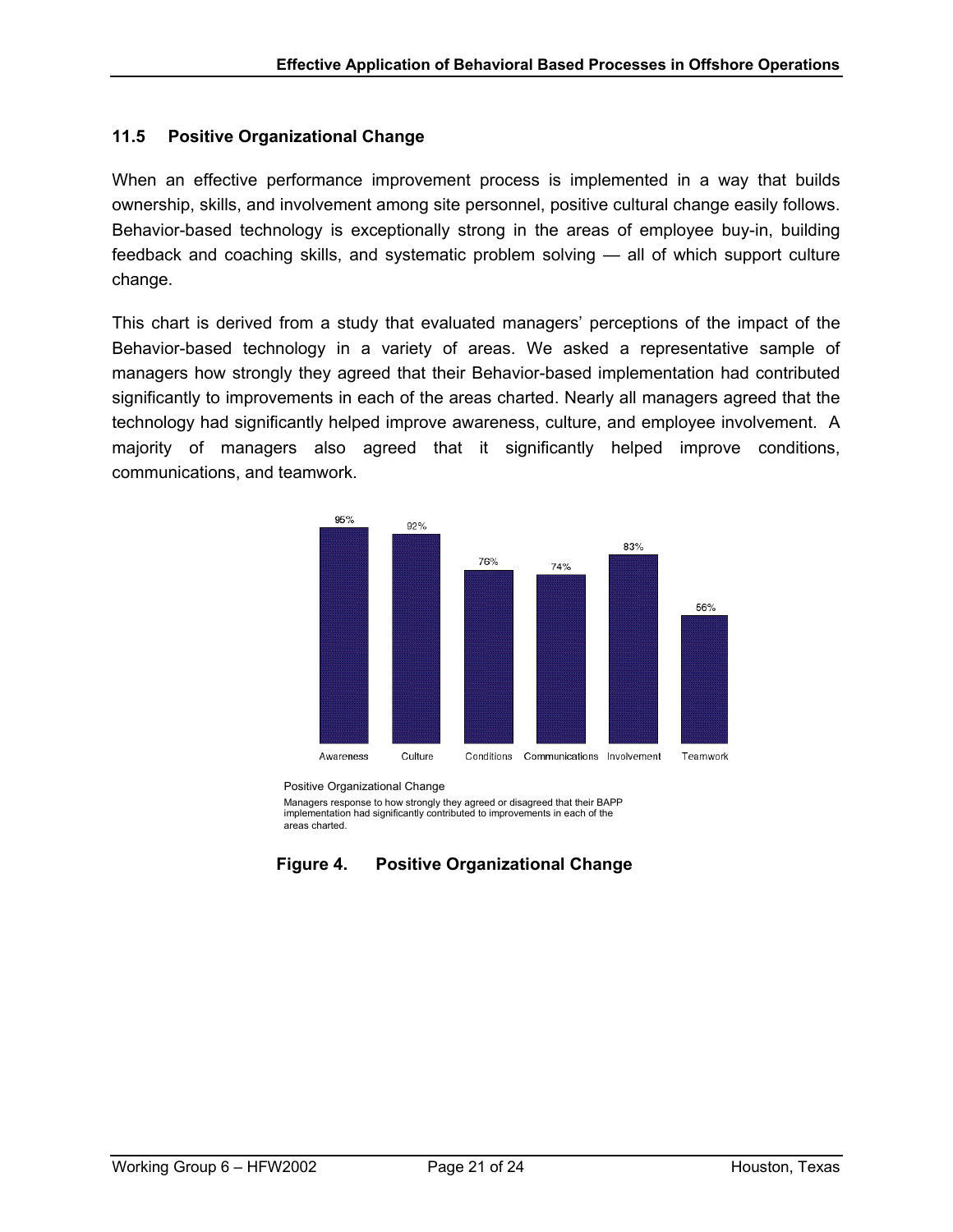## 11.5 Positive Organizational Change

When an effective performance improvement process is implemented in a way that builds ownership, skills, and involvement among site personnel, positive cultural change easily follows. Behavior-based technology is exceptionally strong in the areas of employee buy-in, building feedback and coaching skills, and systematic problem solving — all of which support culture change.

This chart is derived from a study that evaluated managers' perceptions of the impact of the Behavior-based technology in a variety of areas. We asked a representative sample of managers how strongly they agreed that their Behavior-based implementation had contributed significantly to improvements in each of the areas charted. Nearly all managers agreed that the technology had significantly helped improve awareness, culture, and employee involvement. A majority of managers also agreed that it significantly helped improve conditions, communications, and teamwork.

| Awareness | Culture | Conditions | Communications | Involvement | Teamwork |
|---|---|---|---|---|---|
| 95% | 92% | 76% | 74% | 83% | 56% |

Positive Organizational Change

Managers response to how strongly they agreed or disagreed that their BAPP implementation had significantly contributed to improvements in each of the areas charted.

**Figure 4. Positive Organizational Change**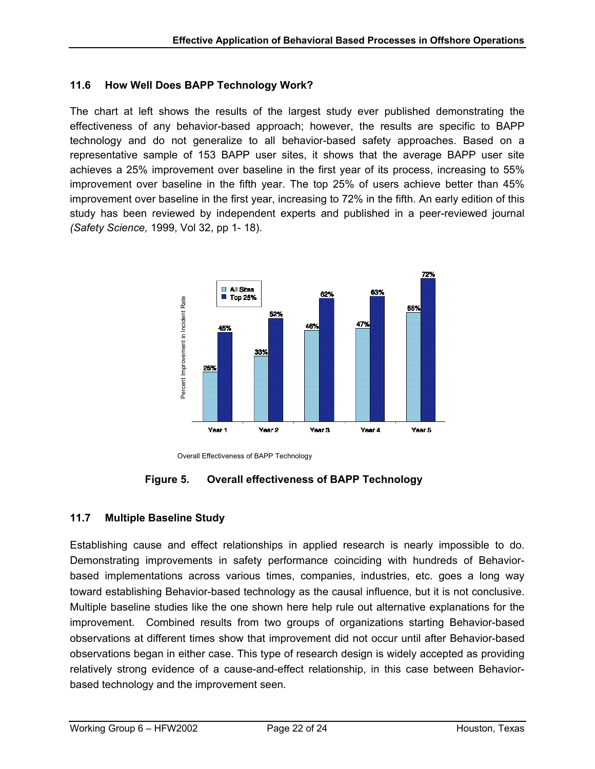## 11.6 How Well Does BAPP Technology Work?

The chart at left shows the results of the largest study ever published demonstrating the effectiveness of any behavior-based approach; however, the results are specific to BAPP technology and do not generalize to all behavior-based safety approaches. Based on a representative sample of 153 BAPP user sites, it shows that the average BAPP user site achieves a 25% improvement over baseline in the first year of its process, increasing to 55% improvement over baseline in the fifth year. The top 25% of users achieve better than 45% improvement over baseline in the first year, increasing to 72% in the fifth. An early edition of this study has been reviewed by independent experts and published in a peer-reviewed journal *(Safety Science,* 1999, Vol 32, pp 1- 18).

| | Year 1 | Year 2 | Year 3 | Year 4 | Year 5 |
|---|---|---|---|---|---|
| All Sites | 25% | 33% | 46% | 47% | 55% |
| Top 25% | 45% | 52% | 62% | 63% | 72% |

Percent Improvement in Incident Rate

Overall Effectiveness of BAPP Technology

**Figure 5. Overall effectiveness of BAPP Technology**

## 11.7 Multiple Baseline Study

Establishing cause and effect relationships in applied research is nearly impossible to do. Demonstrating improvements in safety performance coinciding with hundreds of Behavior-based implementations across various times, companies, industries, etc. goes a long way toward establishing Behavior-based technology as the causal influence, but it is not conclusive. Multiple baseline studies like the one shown here help rule out alternative explanations for the improvement. Combined results from two groups of organizations starting Behavior-based observations at different times show that improvement did not occur until after Behavior-based observations began in either case. This type of research design is widely accepted as providing relatively strong evidence of a cause-and-effect relationship, in this case between Behavior-based technology and the improvement seen.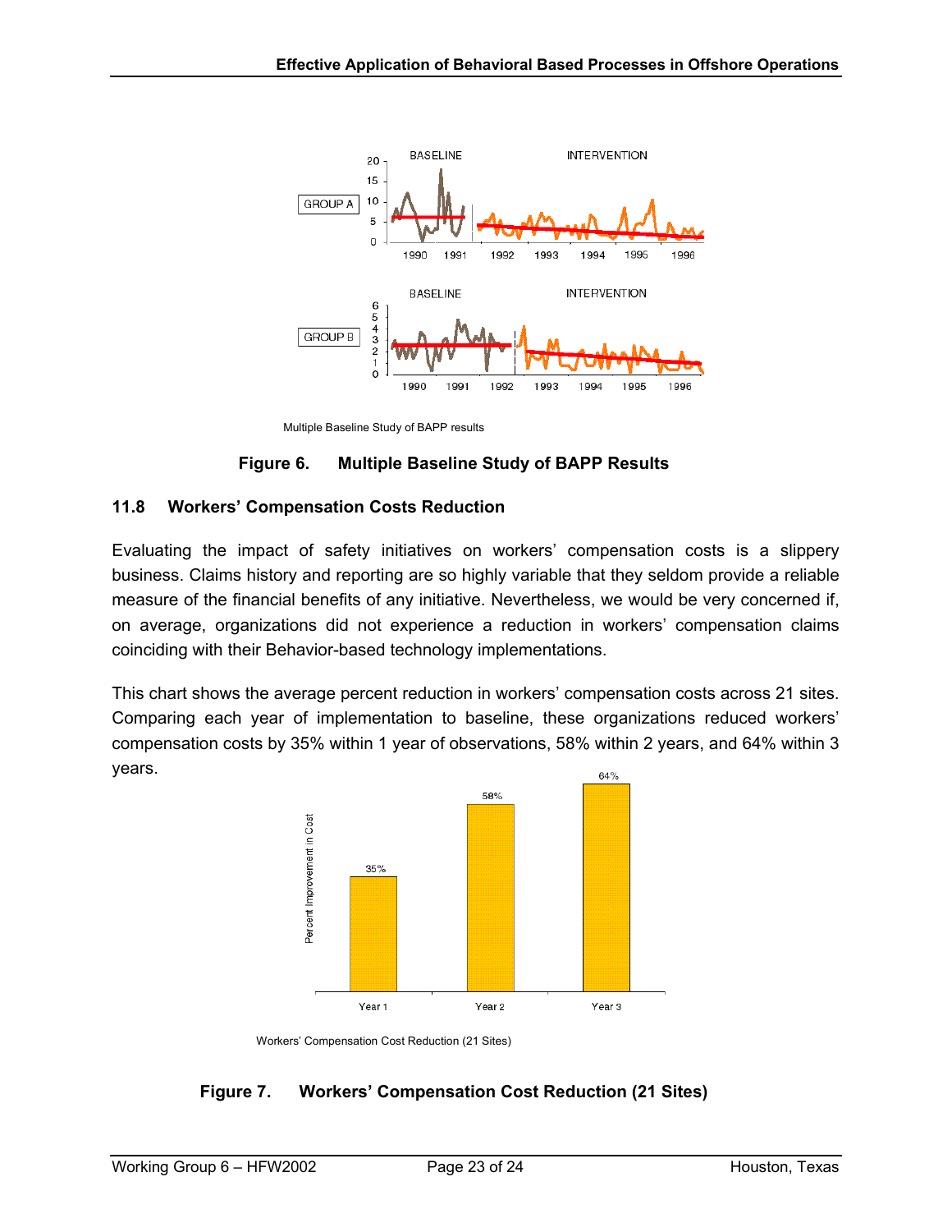Multiple Baseline Study of BAPP results

**Figure 6. Multiple Baseline Study of BAPP Results**

### 11.8 Workers' Compensation Costs Reduction

Evaluating the impact of safety initiatives on workers' compensation costs is a slippery business. Claims history and reporting are so highly variable that they seldom provide a reliable measure of the financial benefits of any initiative. Nevertheless, we would be very concerned if, on average, organizations did not experience a reduction in workers' compensation claims coinciding with their Behavior-based technology implementations.

This chart shows the average percent reduction in workers' compensation costs across 21 sites. Comparing each year of implementation to baseline, these organizations reduced workers' compensation costs by 35% within 1 year of observations, 58% within 2 years, and 64% within 3 years.

Workers' Compensation Cost Reduction (21 Sites)

**Figure 7. Workers' Compensation Cost Reduction (21 Sites)**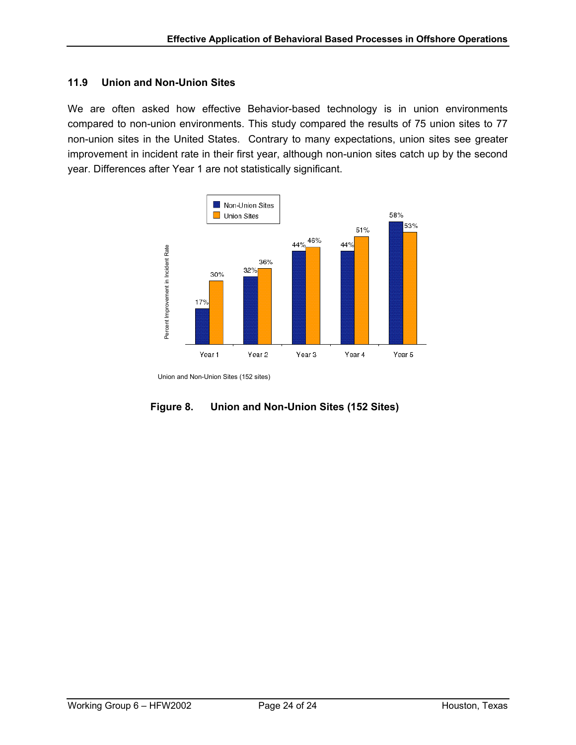### 11.9 Union and Non-Union Sites

We are often asked how effective Behavior-based technology is in union environments compared to non-union environments. This study compared the results of 75 union sites to 77 non-union sites in the United States. Contrary to many expectations, union sites see greater improvement in incident rate in their first year, although non-union sites catch up by the second year. Differences after Year 1 are not statistically significant.

Non-Union Sites
Union Sites

Percent Improvement in Incident Rate

17%
30%
32%
36%
44%
46%
44%
51%
58%
53%

Year 1
Year 2
Year 3
Year 4
Year 5

Union and Non-Union Sites (152 sites)

**Figure 8. Union and Non-Union Sites (152 Sites)**